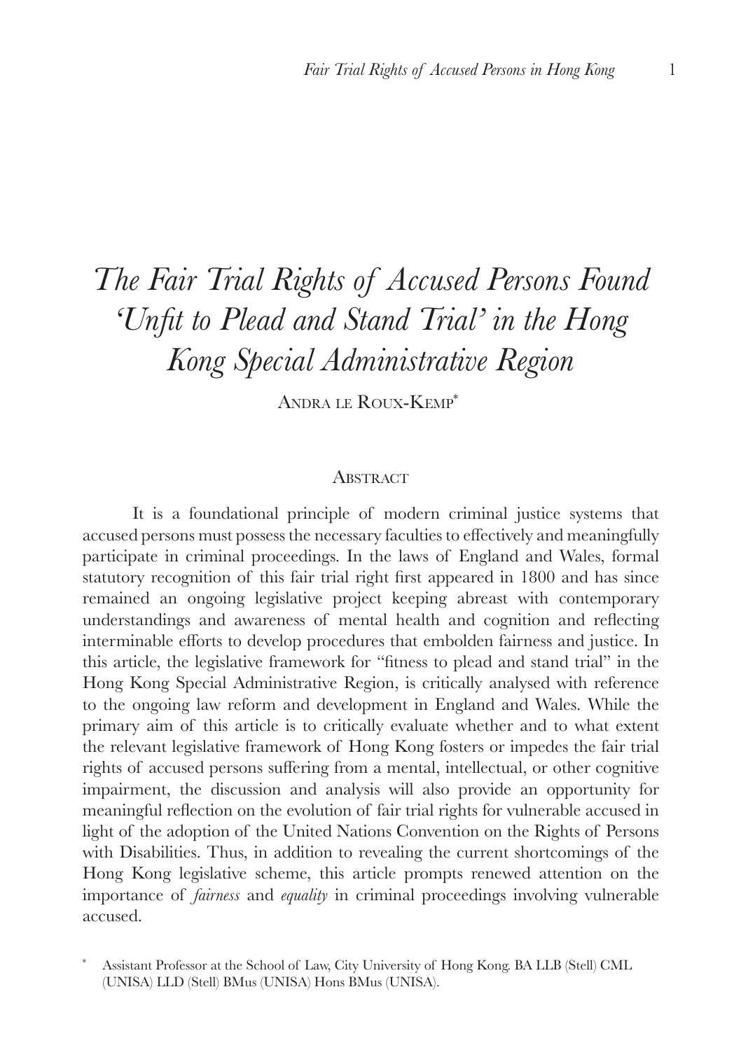# *The Fair Trial Rights of Accused Persons Found 'Unfit to Plead and Stand Trial' in the Hong Kong Special Administrative Region*

Andra le Roux-Kemp[*]

## Abstract

It is a foundational principle of modern criminal justice systems that accused persons must possess the necessary faculties to effectively and meaningfully participate in criminal proceedings. In the laws of England and Wales, formal statutory recognition of this fair trial right first appeared in 1800 and has since remained an ongoing legislative project keeping abreast with contemporary understandings and awareness of mental health and cognition and reflecting interminable efforts to develop procedures that embolden fairness and justice. In this article, the legislative framework for "fitness to plead and stand trial" in the Hong Kong Special Administrative Region, is critically analysed with reference to the ongoing law reform and development in England and Wales. While the primary aim of this article is to critically evaluate whether and to what extent the relevant legislative framework of Hong Kong fosters or impedes the fair trial rights of accused persons suffering from a mental, intellectual, or other cognitive impairment, the discussion and analysis will also provide an opportunity for meaningful reflection on the evolution of fair trial rights for vulnerable accused in light of the adoption of the United Nations Convention on the Rights of Persons with Disabilities. Thus, in addition to revealing the current shortcomings of the Hong Kong legislative scheme, this article prompts renewed attention on the importance of *fairness* and *equality* in criminal proceedings involving vulnerable accused.

[*] Assistant Professor at the School of Law, City University of Hong Kong. BA LLB (Stell) CML (UNISA) LLD (Stell) BMus (UNISA) Hons BMus (UNISA).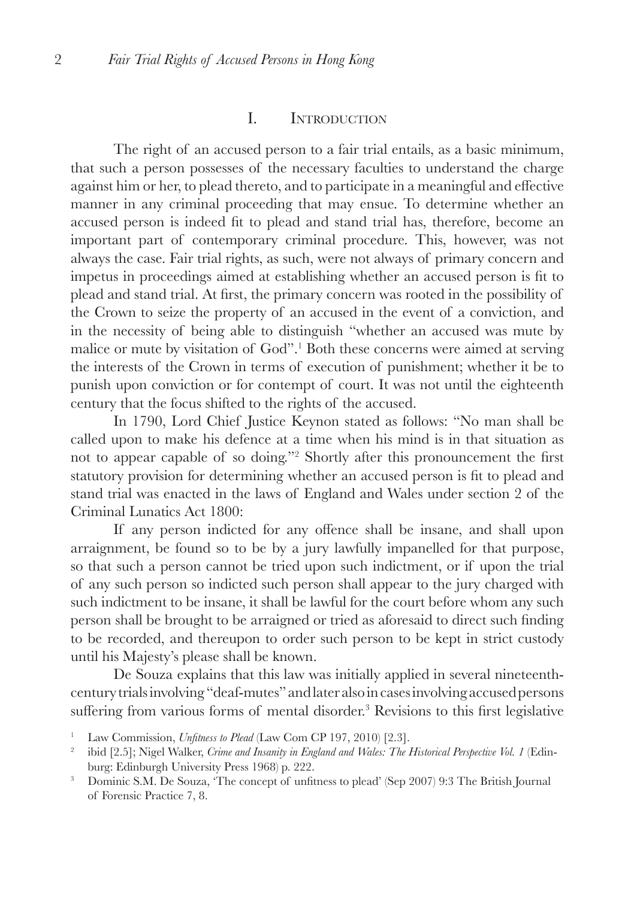## I. Introduction

The right of an accused person to a fair trial entails, as a basic minimum, that such a person possesses of the necessary faculties to understand the charge against him or her, to plead thereto, and to participate in a meaningful and effective manner in any criminal proceeding that may ensue. To determine whether an accused person is indeed fit to plead and stand trial has, therefore, become an important part of contemporary criminal procedure. This, however, was not always the case. Fair trial rights, as such, were not always of primary concern and impetus in proceedings aimed at establishing whether an accused person is fit to plead and stand trial. At first, the primary concern was rooted in the possibility of the Crown to seize the property of an accused in the event of a conviction, and in the necessity of being able to distinguish "whether an accused was mute by malice or mute by visitation of God".[1] Both these concerns were aimed at serving the interests of the Crown in terms of execution of punishment; whether it be to punish upon conviction or for contempt of court. It was not until the eighteenth century that the focus shifted to the rights of the accused.

In 1790, Lord Chief Justice Keynon stated as follows: "No man shall be called upon to make his defence at a time when his mind is in that situation as not to appear capable of so doing."[2] Shortly after this pronouncement the first statutory provision for determining whether an accused person is fit to plead and stand trial was enacted in the laws of England and Wales under section 2 of the Criminal Lunatics Act 1800:

If any person indicted for any offence shall be insane, and shall upon arraignment, be found so to be by a jury lawfully impanelled for that purpose, so that such a person cannot be tried upon such indictment, or if upon the trial of any such person so indicted such person shall appear to the jury charged with such indictment to be insane, it shall be lawful for the court before whom any such person shall be brought to be arraigned or tried as aforesaid to direct such finding to be recorded, and thereupon to order such person to be kept in strict custody until his Majesty's please shall be known.

De Souza explains that this law was initially applied in several nineteenth-century trials involving "deaf-mutes" and later also in cases involving accused persons suffering from various forms of mental disorder.[3] Revisions to this first legislative

[1] Law Commission, *Unfitness to Plead* (Law Com CP 197, 2010) [2.3].

[2] ibid [2.5]; Nigel Walker, *Crime and Insanity in England and Wales: The Historical Perspective Vol. 1* (Edinburg: Edinburgh University Press 1968) p. 222.

[3] Dominic S.M. De Souza, 'The concept of unfitness to plead' (Sep 2007) 9:3 The British Journal of Forensic Practice 7, 8.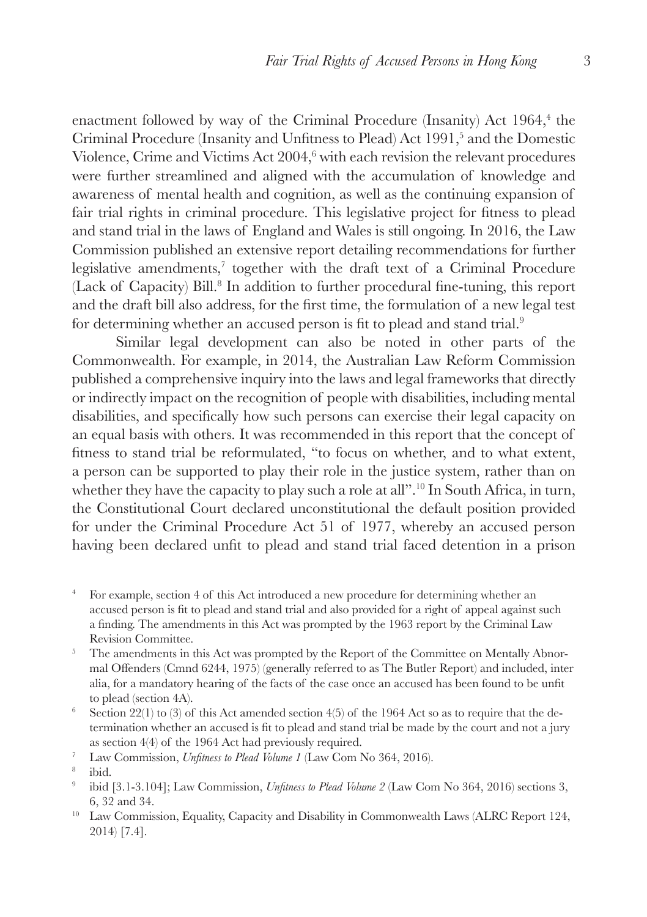enactment followed by way of the Criminal Procedure (Insanity) Act 1964,[4] the Criminal Procedure (Insanity and Unfitness to Plead) Act 1991,[5] and the Domestic Violence, Crime and Victims Act 2004,[6] with each revision the relevant procedures were further streamlined and aligned with the accumulation of knowledge and awareness of mental health and cognition, as well as the continuing expansion of fair trial rights in criminal procedure. This legislative project for fitness to plead and stand trial in the laws of England and Wales is still ongoing. In 2016, the Law Commission published an extensive report detailing recommendations for further legislative amendments,[7] together with the draft text of a Criminal Procedure (Lack of Capacity) Bill.[8] In addition to further procedural fine-tuning, this report and the draft bill also address, for the first time, the formulation of a new legal test for determining whether an accused person is fit to plead and stand trial.[9]

Similar legal development can also be noted in other parts of the Commonwealth. For example, in 2014, the Australian Law Reform Commission published a comprehensive inquiry into the laws and legal frameworks that directly or indirectly impact on the recognition of people with disabilities, including mental disabilities, and specifically how such persons can exercise their legal capacity on an equal basis with others. It was recommended in this report that the concept of fitness to stand trial be reformulated, "to focus on whether, and to what extent, a person can be supported to play their role in the justice system, rather than on whether they have the capacity to play such a role at all".[10] In South Africa, in turn, the Constitutional Court declared unconstitutional the default position provided for under the Criminal Procedure Act 51 of 1977, whereby an accused person having been declared unfit to plead and stand trial faced detention in a prison

[4] For example, section 4 of this Act introduced a new procedure for determining whether an accused person is fit to plead and stand trial and also provided for a right of appeal against such a finding. The amendments in this Act was prompted by the 1963 report by the Criminal Law Revision Committee.

[5] The amendments in this Act was prompted by the Report of the Committee on Mentally Abnormal Offenders (Cmnd 6244, 1975) (generally referred to as The Butler Report) and included, inter alia, for a mandatory hearing of the facts of the case once an accused has been found to be unfit to plead (section 4A).

[6] Section 22(1) to (3) of this Act amended section 4(5) of the 1964 Act so as to require that the determination whether an accused is fit to plead and stand trial be made by the court and not a jury as section 4(4) of the 1964 Act had previously required.

[7] Law Commission, *Unfitness to Plead Volume 1* (Law Com No 364, 2016).

[8] ibid.

[9] ibid [3.1-3.104]; Law Commission, *Unfitness to Plead Volume 2* (Law Com No 364, 2016) sections 3, 6, 32 and 34.

[10] Law Commission, Equality, Capacity and Disability in Commonwealth Laws (ALRC Report 124, 2014) [7.4].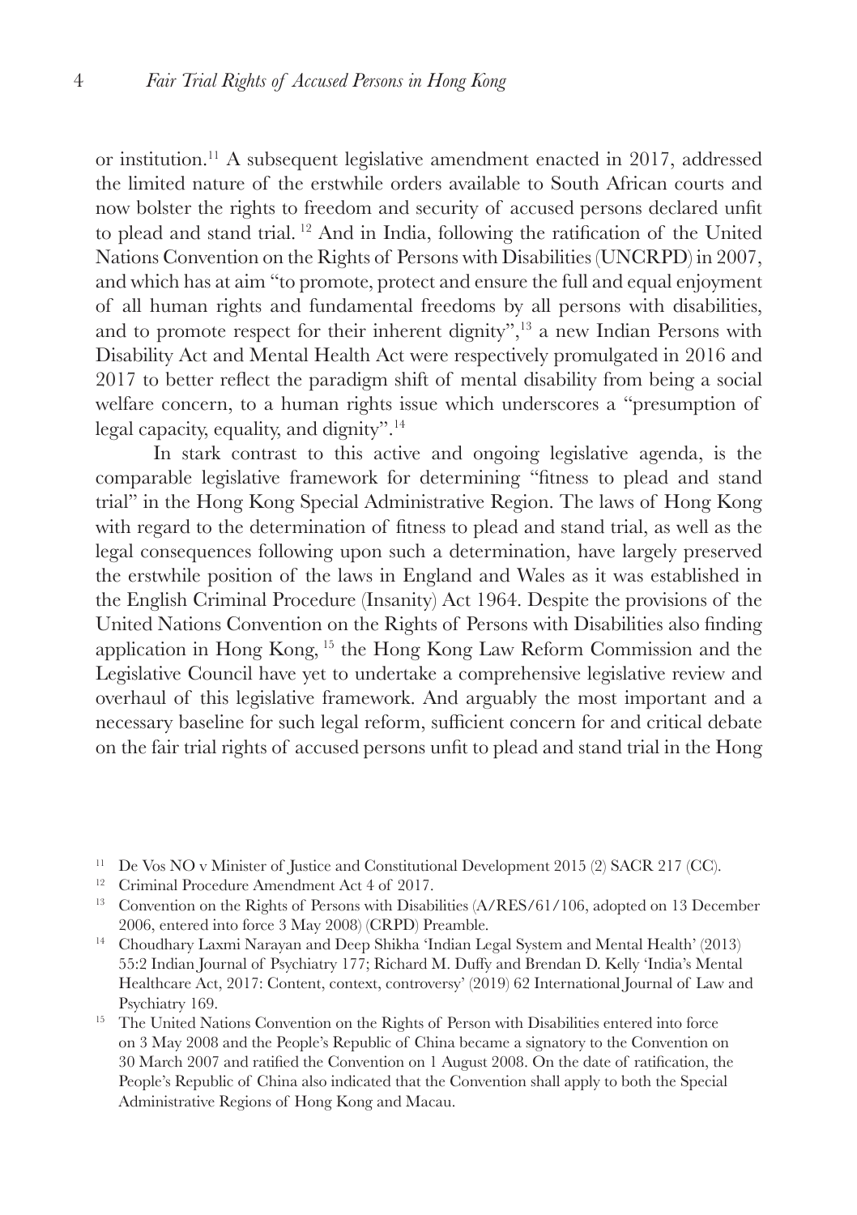or institution.[11] A subsequent legislative amendment enacted in 2017, addressed the limited nature of the erstwhile orders available to South African courts and now bolster the rights to freedom and security of accused persons declared unfit to plead and stand trial. [12] And in India, following the ratification of the United Nations Convention on the Rights of Persons with Disabilities (UNCRPD) in 2007, and which has at aim "to promote, protect and ensure the full and equal enjoyment of all human rights and fundamental freedoms by all persons with disabilities, and to promote respect for their inherent dignity",[13] a new Indian Persons with Disability Act and Mental Health Act were respectively promulgated in 2016 and 2017 to better reflect the paradigm shift of mental disability from being a social welfare concern, to a human rights issue which underscores a "presumption of legal capacity, equality, and dignity".[14]

In stark contrast to this active and ongoing legislative agenda, is the comparable legislative framework for determining "fitness to plead and stand trial" in the Hong Kong Special Administrative Region. The laws of Hong Kong with regard to the determination of fitness to plead and stand trial, as well as the legal consequences following upon such a determination, have largely preserved the erstwhile position of the laws in England and Wales as it was established in the English Criminal Procedure (Insanity) Act 1964. Despite the provisions of the United Nations Convention on the Rights of Persons with Disabilities also finding application in Hong Kong, [15] the Hong Kong Law Reform Commission and the Legislative Council have yet to undertake a comprehensive legislative review and overhaul of this legislative framework. And arguably the most important and a necessary baseline for such legal reform, sufficient concern for and critical debate on the fair trial rights of accused persons unfit to plead and stand trial in the Hong

[11] De Vos NO v Minister of Justice and Constitutional Development 2015 (2) SACR 217 (CC).

[12] Criminal Procedure Amendment Act 4 of 2017.

[13] Convention on the Rights of Persons with Disabilities (A/RES/61/106, adopted on 13 December 2006, entered into force 3 May 2008) (CRPD) Preamble.

[14] Choudhary Laxmi Narayan and Deep Shikha 'Indian Legal System and Mental Health' (2013) 55:2 Indian Journal of Psychiatry 177; Richard M. Duffy and Brendan D. Kelly 'India's Mental Healthcare Act, 2017: Content, context, controversy' (2019) 62 International Journal of Law and Psychiatry 169.

[15] The United Nations Convention on the Rights of Person with Disabilities entered into force on 3 May 2008 and the People's Republic of China became a signatory to the Convention on 30 March 2007 and ratified the Convention on 1 August 2008. On the date of ratification, the People's Republic of China also indicated that the Convention shall apply to both the Special Administrative Regions of Hong Kong and Macau.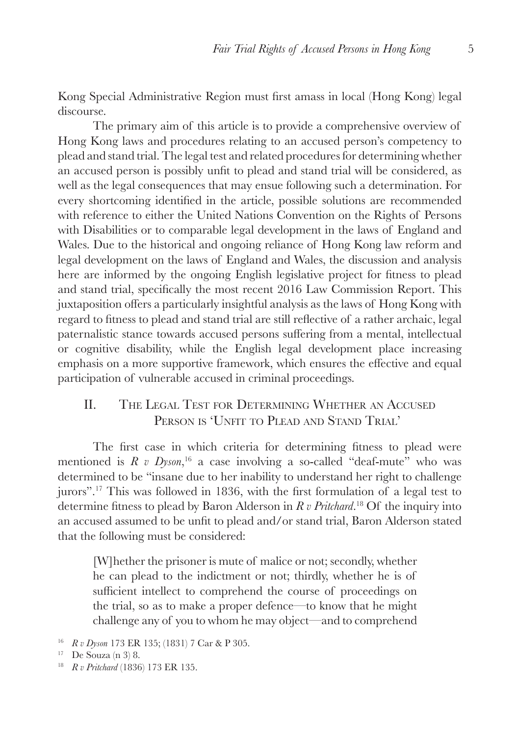Kong Special Administrative Region must first amass in local (Hong Kong) legal discourse.

The primary aim of this article is to provide a comprehensive overview of Hong Kong laws and procedures relating to an accused person's competency to plead and stand trial. The legal test and related procedures for determining whether an accused person is possibly unfit to plead and stand trial will be considered, as well as the legal consequences that may ensue following such a determination. For every shortcoming identified in the article, possible solutions are recommended with reference to either the United Nations Convention on the Rights of Persons with Disabilities or to comparable legal development in the laws of England and Wales. Due to the historical and ongoing reliance of Hong Kong law reform and legal development on the laws of England and Wales, the discussion and analysis here are informed by the ongoing English legislative project for fitness to plead and stand trial, specifically the most recent 2016 Law Commission Report. This juxtaposition offers a particularly insightful analysis as the laws of Hong Kong with regard to fitness to plead and stand trial are still reflective of a rather archaic, legal paternalistic stance towards accused persons suffering from a mental, intellectual or cognitive disability, while the English legal development place increasing emphasis on a more supportive framework, which ensures the effective and equal participation of vulnerable accused in criminal proceedings.

## II. The Legal Test for Determining Whether an Accused Person is 'Unfit to Plead and Stand Trial'

The first case in which criteria for determining fitness to plead were mentioned is *R v Dyson*,[16] a case involving a so-called "deaf-mute" who was determined to be "insane due to her inability to understand her right to challenge jurors".[17] This was followed in 1836, with the first formulation of a legal test to determine fitness to plead by Baron Alderson in *R v Pritchard*.[18] Of the inquiry into an accused assumed to be unfit to plead and/or stand trial, Baron Alderson stated that the following must be considered:

> [W]hether the prisoner is mute of malice or not; secondly, whether he can plead to the indictment or not; thirdly, whether he is of sufficient intellect to comprehend the course of proceedings on the trial, so as to make a proper defence—to know that he might challenge any of you to whom he may object—and to comprehend

[16] *R v Dyson* 173 ER 135; (1831) 7 Car & P 305.

[17] De Souza (n 3) 8.

[18] *R v Pritchard* (1836) 173 ER 135.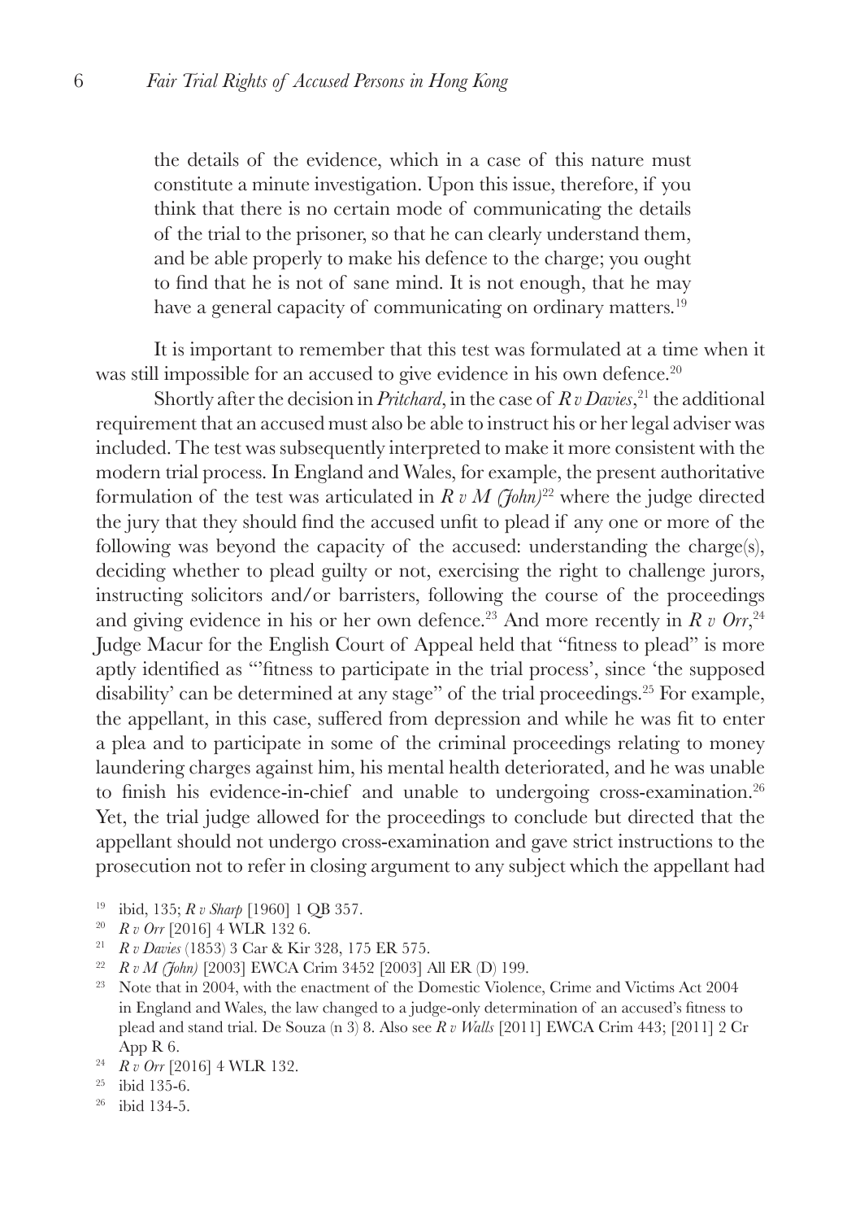the details of the evidence, which in a case of this nature must constitute a minute investigation. Upon this issue, therefore, if you think that there is no certain mode of communicating the details of the trial to the prisoner, so that he can clearly understand them, and be able properly to make his defence to the charge; you ought to find that he is not of sane mind. It is not enough, that he may have a general capacity of communicating on ordinary matters.[19]

It is important to remember that this test was formulated at a time when it was still impossible for an accused to give evidence in his own defence.[20]

Shortly after the decision in *Pritchard*, in the case of *R v Davies*,[21] the additional requirement that an accused must also be able to instruct his or her legal adviser was included. The test was subsequently interpreted to make it more consistent with the modern trial process. In England and Wales, for example, the present authoritative formulation of the test was articulated in *R v M (John)*[22] where the judge directed the jury that they should find the accused unfit to plead if any one or more of the following was beyond the capacity of the accused: understanding the charge(s), deciding whether to plead guilty or not, exercising the right to challenge jurors, instructing solicitors and/or barristers, following the course of the proceedings and giving evidence in his or her own defence.[23] And more recently in *R v Orr*,[24] Judge Macur for the English Court of Appeal held that "fitness to plead" is more aptly identified as "'fitness to participate in the trial process', since 'the supposed disability' can be determined at any stage" of the trial proceedings.[25] For example, the appellant, in this case, suffered from depression and while he was fit to enter a plea and to participate in some of the criminal proceedings relating to money laundering charges against him, his mental health deteriorated, and he was unable to finish his evidence-in-chief and unable to undergoing cross-examination.[26] Yet, the trial judge allowed for the proceedings to conclude but directed that the appellant should not undergo cross-examination and gave strict instructions to the prosecution not to refer in closing argument to any subject which the appellant had

---

[19] ibid, 135; *R v Sharp* [1960] 1 QB 357.

[20] *R v Orr* [2016] 4 WLR 132 6.

[21] *R v Davies* (1853) 3 Car & Kir 328, 175 ER 575.

[22] *R v M (John)* [2003] EWCA Crim 3452 [2003] All ER (D) 199.

[23] Note that in 2004, with the enactment of the Domestic Violence, Crime and Victims Act 2004 in England and Wales, the law changed to a judge-only determination of an accused's fitness to plead and stand trial. De Souza (n 3) 8. Also see *R v Walls* [2011] EWCA Crim 443; [2011] 2 Cr App R 6.

[24] *R v Orr* [2016] 4 WLR 132.

[25] ibid 135-6.

[26] ibid 134-5.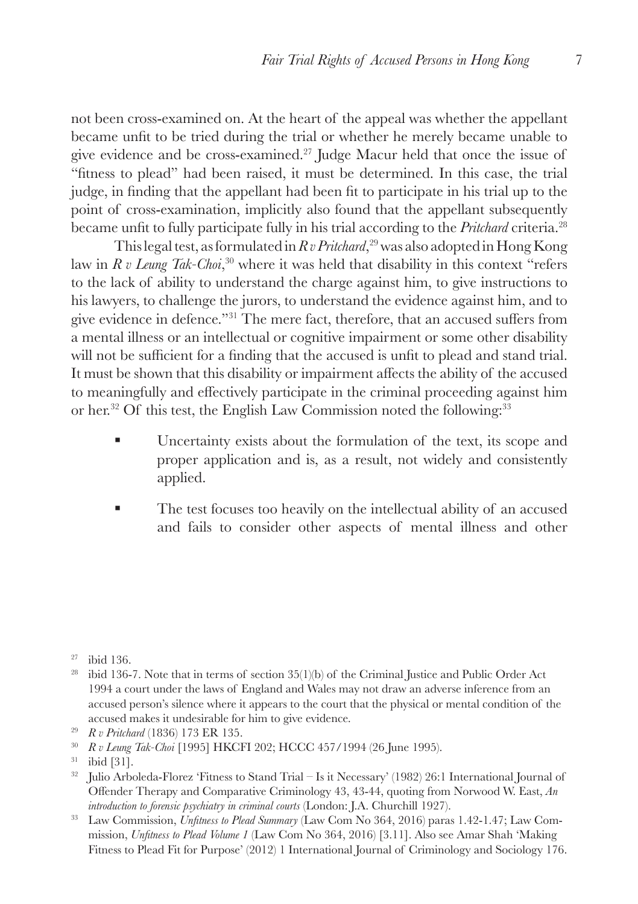not been cross-examined on. At the heart of the appeal was whether the appellant became unfit to be tried during the trial or whether he merely became unable to give evidence and be cross-examined.[27] Judge Macur held that once the issue of "fitness to plead" had been raised, it must be determined. In this case, the trial judge, in finding that the appellant had been fit to participate in his trial up to the point of cross-examination, implicitly also found that the appellant subsequently became unfit to fully participate fully in his trial according to the *Pritchard* criteria.[28]

This legal test, as formulated in *R v Pritchard*,[29] was also adopted in Hong Kong law in *R v Leung Tak-Choi*,[30] where it was held that disability in this context "refers to the lack of ability to understand the charge against him, to give instructions to his lawyers, to challenge the jurors, to understand the evidence against him, and to give evidence in defence."[31] The mere fact, therefore, that an accused suffers from a mental illness or an intellectual or cognitive impairment or some other disability will not be sufficient for a finding that the accused is unfit to plead and stand trial. It must be shown that this disability or impairment affects the ability of the accused to meaningfully and effectively participate in the criminal proceeding against him or her.[32] Of this test, the English Law Commission noted the following:[33]

- Uncertainty exists about the formulation of the text, its scope and proper application and is, as a result, not widely and consistently applied.
- The test focuses too heavily on the intellectual ability of an accused and fails to consider other aspects of mental illness and other

---

[27] ibid 136.

[28] ibid 136-7. Note that in terms of section 35(1)(b) of the Criminal Justice and Public Order Act 1994 a court under the laws of England and Wales may not draw an adverse inference from an accused person's silence where it appears to the court that the physical or mental condition of the accused makes it undesirable for him to give evidence.

[29] *R v Pritchard* (1836) 173 ER 135.

[30] *R v Leung Tak-Choi* [1995] HKCFI 202; HCCC 457/1994 (26 June 1995).

[31] ibid [31].

[32] Julio Arboleda-Florez 'Fitness to Stand Trial – Is it Necessary' (1982) 26:1 International Journal of Offender Therapy and Comparative Criminology 43, 43-44, quoting from Norwood W. East, *An introduction to forensic psychiatry in criminal courts* (London: J.A. Churchill 1927).

[33] Law Commission, *Unfitness to Plead Summary* (Law Com No 364, 2016) paras 1.42-1.47; Law Commission, *Unfitness to Plead Volume 1* (Law Com No 364, 2016) [3.11]. Also see Amar Shah 'Making Fitness to Plead Fit for Purpose' (2012) 1 International Journal of Criminology and Sociology 176.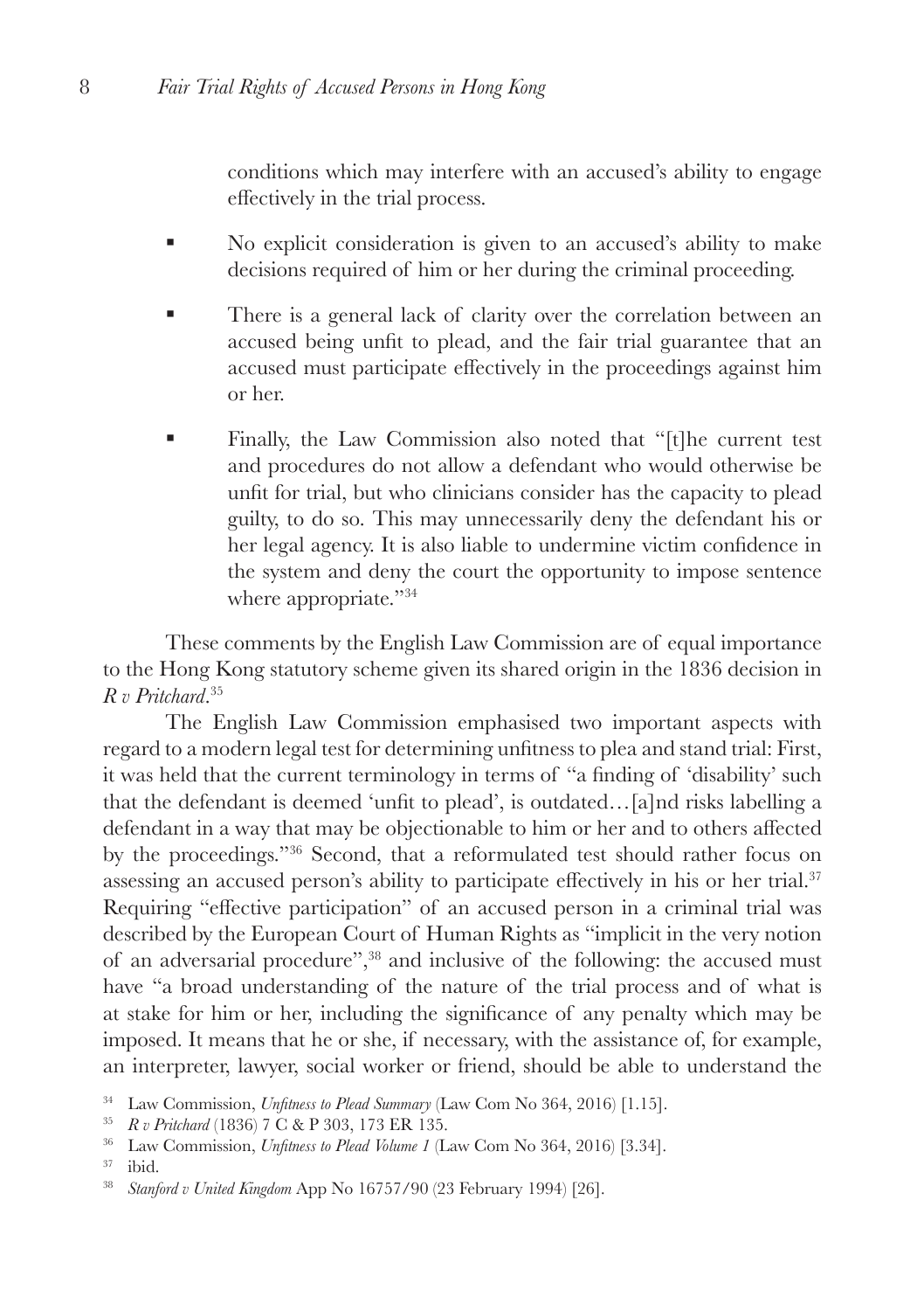conditions which may interfere with an accused's ability to engage effectively in the trial process.

- No explicit consideration is given to an accused's ability to make decisions required of him or her during the criminal proceeding.
- There is a general lack of clarity over the correlation between an accused being unfit to plead, and the fair trial guarantee that an accused must participate effectively in the proceedings against him or her.
- Finally, the Law Commission also noted that "[t]he current test and procedures do not allow a defendant who would otherwise be unfit for trial, but who clinicians consider has the capacity to plead guilty, to do so. This may unnecessarily deny the defendant his or her legal agency. It is also liable to undermine victim confidence in the system and deny the court the opportunity to impose sentence where appropriate."[34]

These comments by the English Law Commission are of equal importance to the Hong Kong statutory scheme given its shared origin in the 1836 decision in *R v Pritchard*.[35]

The English Law Commission emphasised two important aspects with regard to a modern legal test for determining unfitness to plea and stand trial: First, it was held that the current terminology in terms of "a finding of 'disability' such that the defendant is deemed 'unfit to plead', is outdated…[a]nd risks labelling a defendant in a way that may be objectionable to him or her and to others affected by the proceedings."[36] Second, that a reformulated test should rather focus on assessing an accused person's ability to participate effectively in his or her trial.[37] Requiring "effective participation" of an accused person in a criminal trial was described by the European Court of Human Rights as "implicit in the very notion of an adversarial procedure",[38] and inclusive of the following: the accused must have "a broad understanding of the nature of the trial process and of what is at stake for him or her, including the significance of any penalty which may be imposed. It means that he or she, if necessary, with the assistance of, for example, an interpreter, lawyer, social worker or friend, should be able to understand the

[34] Law Commission, *Unfitness to Plead Summary* (Law Com No 364, 2016) [1.15].

[35] *R v Pritchard* (1836) 7 C & P 303, 173 ER 135.

[36] Law Commission, *Unfitness to Plead Volume 1* (Law Com No 364, 2016) [3.34].

[37] ibid.

[38] *Stanford v United Kingdom* App No 16757/90 (23 February 1994) [26].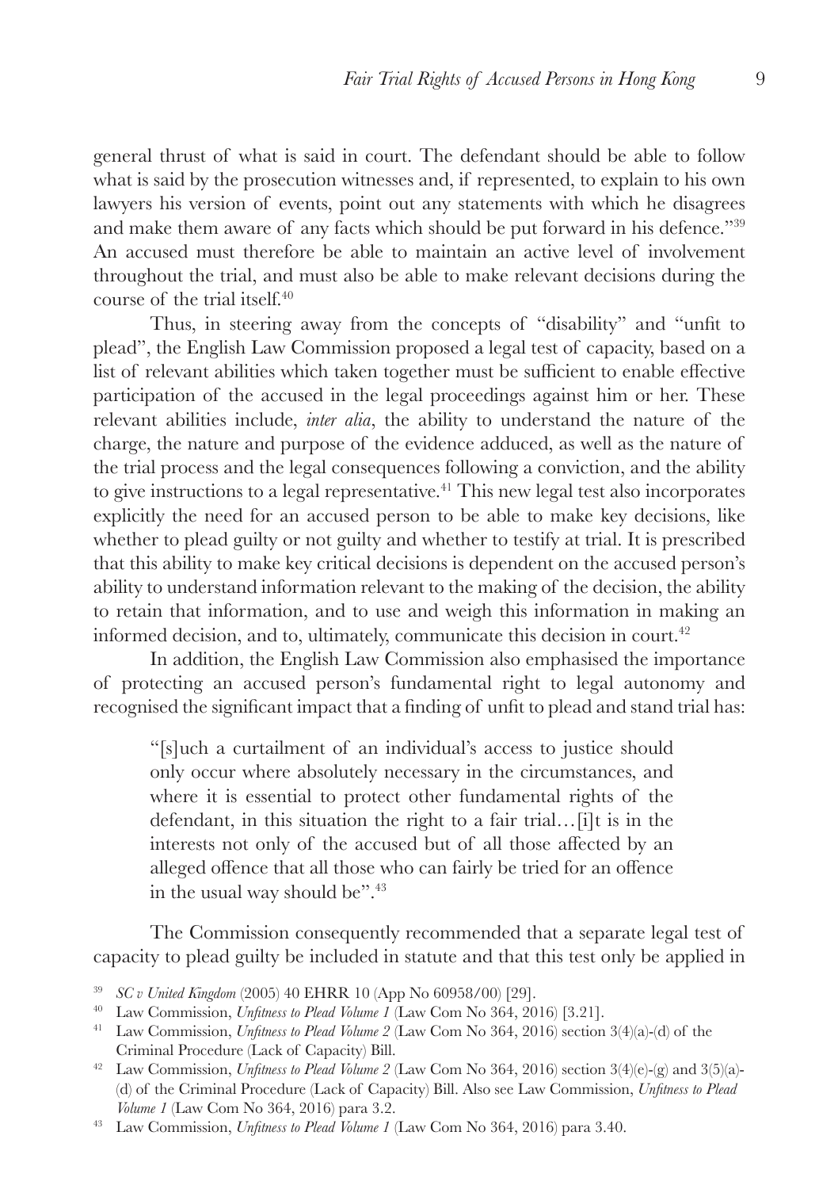general thrust of what is said in court. The defendant should be able to follow what is said by the prosecution witnesses and, if represented, to explain to his own lawyers his version of events, point out any statements with which he disagrees and make them aware of any facts which should be put forward in his defence."[39] An accused must therefore be able to maintain an active level of involvement throughout the trial, and must also be able to make relevant decisions during the course of the trial itself.[40]

Thus, in steering away from the concepts of "disability" and "unfit to plead", the English Law Commission proposed a legal test of capacity, based on a list of relevant abilities which taken together must be sufficient to enable effective participation of the accused in the legal proceedings against him or her. These relevant abilities include, *inter alia*, the ability to understand the nature of the charge, the nature and purpose of the evidence adduced, as well as the nature of the trial process and the legal consequences following a conviction, and the ability to give instructions to a legal representative.[41] This new legal test also incorporates explicitly the need for an accused person to be able to make key decisions, like whether to plead guilty or not guilty and whether to testify at trial. It is prescribed that this ability to make key critical decisions is dependent on the accused person's ability to understand information relevant to the making of the decision, the ability to retain that information, and to use and weigh this information in making an informed decision, and to, ultimately, communicate this decision in court.[42]

In addition, the English Law Commission also emphasised the importance of protecting an accused person's fundamental right to legal autonomy and recognised the significant impact that a finding of unfit to plead and stand trial has:

> "[s]uch a curtailment of an individual's access to justice should only occur where absolutely necessary in the circumstances, and where it is essential to protect other fundamental rights of the defendant, in this situation the right to a fair trial…[i]t is in the interests not only of the accused but of all those affected by an alleged offence that all those who can fairly be tried for an offence in the usual way should be".[43]

The Commission consequently recommended that a separate legal test of capacity to plead guilty be included in statute and that this test only be applied in

---

[39] *SC v United Kingdom* (2005) 40 EHRR 10 (App No 60958/00) [29].

[40] Law Commission, *Unfitness to Plead Volume 1* (Law Com No 364, 2016) [3.21].

[41] Law Commission, *Unfitness to Plead Volume 2* (Law Com No 364, 2016) section 3(4)(a)-(d) of the Criminal Procedure (Lack of Capacity) Bill.

[42] Law Commission, *Unfitness to Plead Volume 2* (Law Com No 364, 2016) section 3(4)(e)-(g) and 3(5)(a)-(d) of the Criminal Procedure (Lack of Capacity) Bill. Also see Law Commission, *Unfitness to Plead Volume 1* (Law Com No 364, 2016) para 3.2.

[43] Law Commission, *Unfitness to Plead Volume 1* (Law Com No 364, 2016) para 3.40.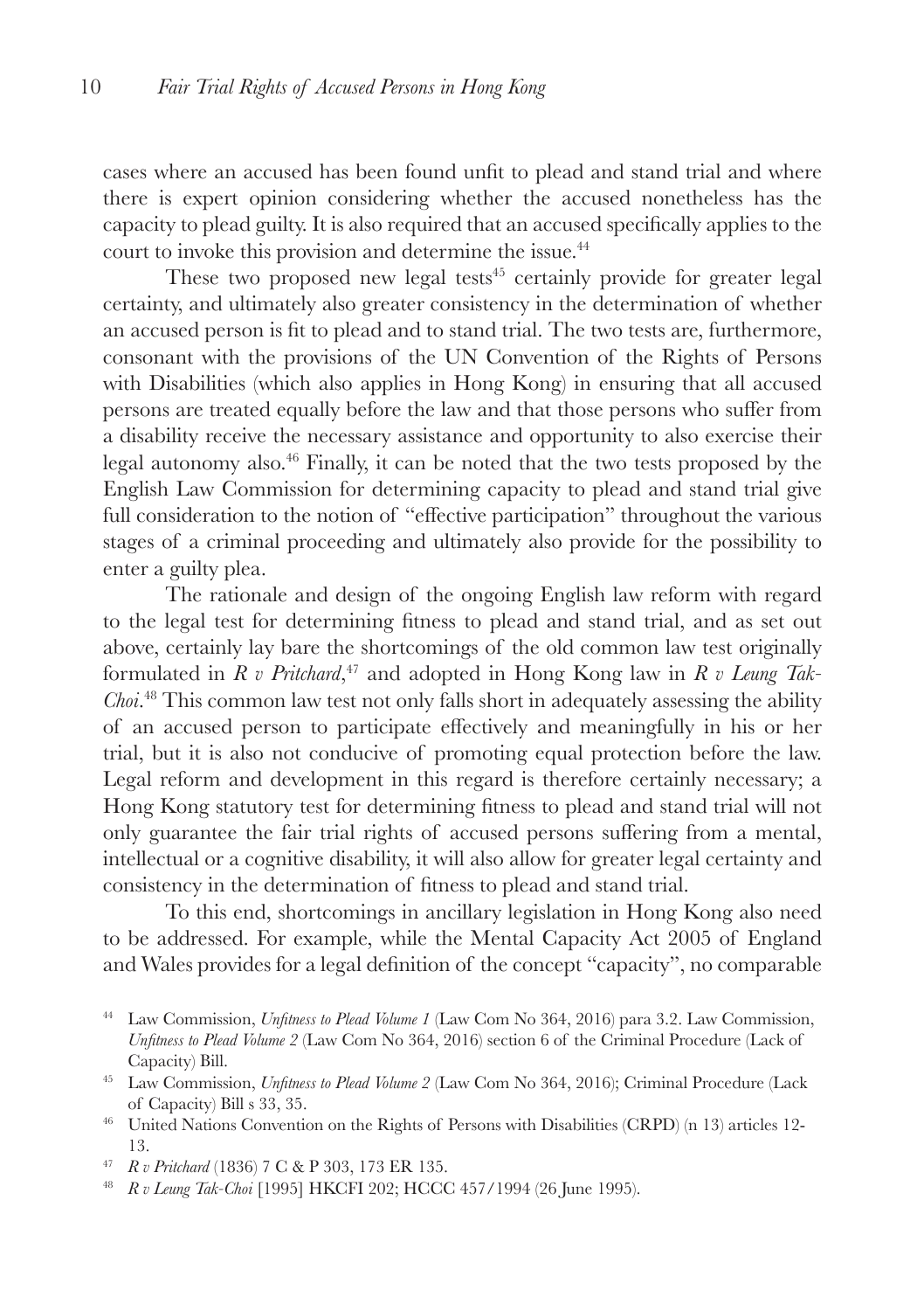cases where an accused has been found unfit to plead and stand trial and where there is expert opinion considering whether the accused nonetheless has the capacity to plead guilty. It is also required that an accused specifically applies to the court to invoke this provision and determine the issue.[44]

These two proposed new legal tests[45] certainly provide for greater legal certainty, and ultimately also greater consistency in the determination of whether an accused person is fit to plead and to stand trial. The two tests are, furthermore, consonant with the provisions of the UN Convention of the Rights of Persons with Disabilities (which also applies in Hong Kong) in ensuring that all accused persons are treated equally before the law and that those persons who suffer from a disability receive the necessary assistance and opportunity to also exercise their legal autonomy also.[46] Finally, it can be noted that the two tests proposed by the English Law Commission for determining capacity to plead and stand trial give full consideration to the notion of "effective participation" throughout the various stages of a criminal proceeding and ultimately also provide for the possibility to enter a guilty plea.

The rationale and design of the ongoing English law reform with regard to the legal test for determining fitness to plead and stand trial, and as set out above, certainly lay bare the shortcomings of the old common law test originally formulated in *R v Pritchard*,[47] and adopted in Hong Kong law in *R v Leung Tak-Choi*.[48] This common law test not only falls short in adequately assessing the ability of an accused person to participate effectively and meaningfully in his or her trial, but it is also not conducive of promoting equal protection before the law. Legal reform and development in this regard is therefore certainly necessary; a Hong Kong statutory test for determining fitness to plead and stand trial will not only guarantee the fair trial rights of accused persons suffering from a mental, intellectual or a cognitive disability, it will also allow for greater legal certainty and consistency in the determination of fitness to plead and stand trial.

To this end, shortcomings in ancillary legislation in Hong Kong also need to be addressed. For example, while the Mental Capacity Act 2005 of England and Wales provides for a legal definition of the concept "capacity", no comparable

---

[44] Law Commission, *Unfitness to Plead Volume 1* (Law Com No 364, 2016) para 3.2. Law Commission, *Unfitness to Plead Volume 2* (Law Com No 364, 2016) section 6 of the Criminal Procedure (Lack of Capacity) Bill.

[45] Law Commission, *Unfitness to Plead Volume 2* (Law Com No 364, 2016); Criminal Procedure (Lack of Capacity) Bill s 33, 35.

[46] United Nations Convention on the Rights of Persons with Disabilities (CRPD) (n 13) articles 12-13.

[47] *R v Pritchard* (1836) 7 C & P 303, 173 ER 135.

[48] *R v Leung Tak-Choi* [1995] HKCFI 202; HCCC 457/1994 (26 June 1995).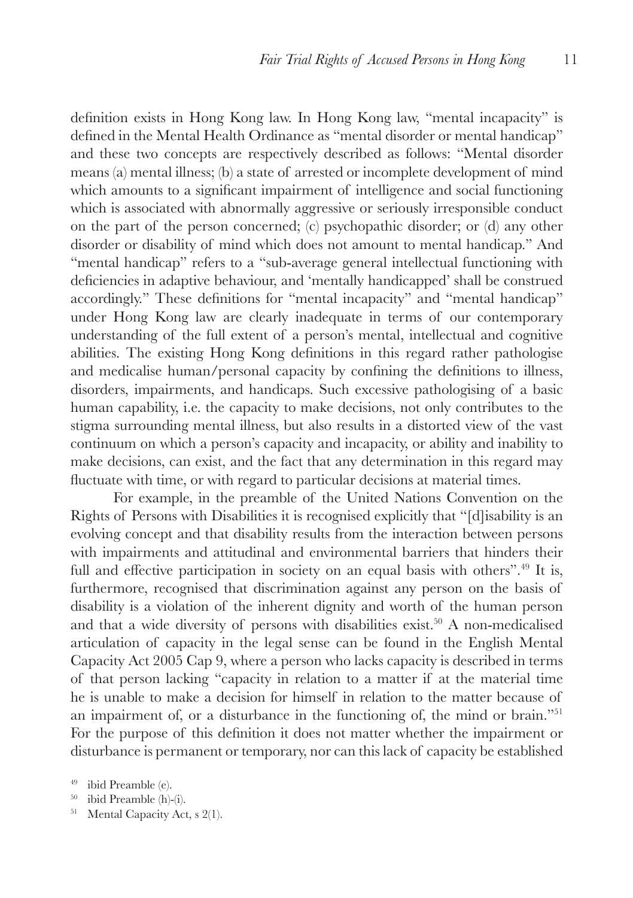definition exists in Hong Kong law. In Hong Kong law, "mental incapacity" is defined in the Mental Health Ordinance as "mental disorder or mental handicap" and these two concepts are respectively described as follows: "Mental disorder means (a) mental illness; (b) a state of arrested or incomplete development of mind which amounts to a significant impairment of intelligence and social functioning which is associated with abnormally aggressive or seriously irresponsible conduct on the part of the person concerned; (c) psychopathic disorder; or (d) any other disorder or disability of mind which does not amount to mental handicap." And "mental handicap" refers to a "sub-average general intellectual functioning with deficiencies in adaptive behaviour, and 'mentally handicapped' shall be construed accordingly." These definitions for "mental incapacity" and "mental handicap" under Hong Kong law are clearly inadequate in terms of our contemporary understanding of the full extent of a person's mental, intellectual and cognitive abilities. The existing Hong Kong definitions in this regard rather pathologise and medicalise human/personal capacity by confining the definitions to illness, disorders, impairments, and handicaps. Such excessive pathologising of a basic human capability, i.e. the capacity to make decisions, not only contributes to the stigma surrounding mental illness, but also results in a distorted view of the vast continuum on which a person's capacity and incapacity, or ability and inability to make decisions, can exist, and the fact that any determination in this regard may fluctuate with time, or with regard to particular decisions at material times.

For example, in the preamble of the United Nations Convention on the Rights of Persons with Disabilities it is recognised explicitly that "[d]isability is an evolving concept and that disability results from the interaction between persons with impairments and attitudinal and environmental barriers that hinders their full and effective participation in society on an equal basis with others".[49] It is, furthermore, recognised that discrimination against any person on the basis of disability is a violation of the inherent dignity and worth of the human person and that a wide diversity of persons with disabilities exist.[50] A non-medicalised articulation of capacity in the legal sense can be found in the English Mental Capacity Act 2005 Cap 9, where a person who lacks capacity is described in terms of that person lacking "capacity in relation to a matter if at the material time he is unable to make a decision for himself in relation to the matter because of an impairment of, or a disturbance in the functioning of, the mind or brain."[51] For the purpose of this definition it does not matter whether the impairment or disturbance is permanent or temporary, nor can this lack of capacity be established

[49] ibid Preamble (e).

[50] ibid Preamble (h)-(i).

[51] Mental Capacity Act, s 2(1).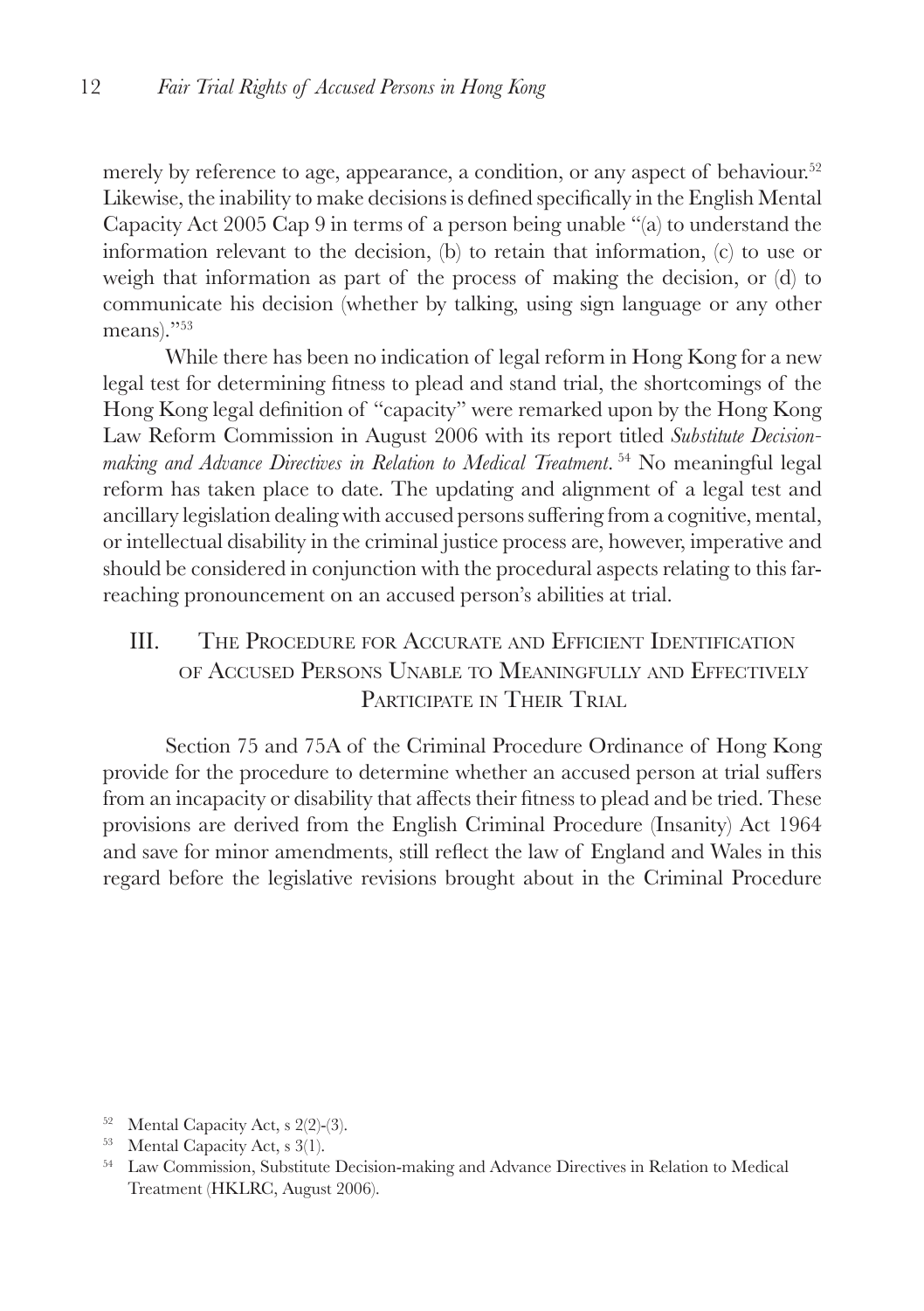merely by reference to age, appearance, a condition, or any aspect of behaviour.[52] Likewise, the inability to make decisions is defined specifically in the English Mental Capacity Act 2005 Cap 9 in terms of a person being unable "(a) to understand the information relevant to the decision, (b) to retain that information, (c) to use or weigh that information as part of the process of making the decision, or (d) to communicate his decision (whether by talking, using sign language or any other means)."[53]

While there has been no indication of legal reform in Hong Kong for a new legal test for determining fitness to plead and stand trial, the shortcomings of the Hong Kong legal definition of "capacity" were remarked upon by the Hong Kong Law Reform Commission in August 2006 with its report titled *Substitute Decision-making and Advance Directives in Relation to Medical Treatment*.[54] No meaningful legal reform has taken place to date. The updating and alignment of a legal test and ancillary legislation dealing with accused persons suffering from a cognitive, mental, or intellectual disability in the criminal justice process are, however, imperative and should be considered in conjunction with the procedural aspects relating to this far-reaching pronouncement on an accused person's abilities at trial.

## III. The Procedure for Accurate and Efficient Identification of Accused Persons Unable to Meaningfully and Effectively Participate in Their Trial

Section 75 and 75A of the Criminal Procedure Ordinance of Hong Kong provide for the procedure to determine whether an accused person at trial suffers from an incapacity or disability that affects their fitness to plead and be tried. These provisions are derived from the English Criminal Procedure (Insanity) Act 1964 and save for minor amendments, still reflect the law of England and Wales in this regard before the legislative revisions brought about in the Criminal Procedure

---

[52] Mental Capacity Act, s 2(2)-(3).

[53] Mental Capacity Act, s 3(1).

[54] Law Commission, Substitute Decision-making and Advance Directives in Relation to Medical Treatment (HKLRC, August 2006).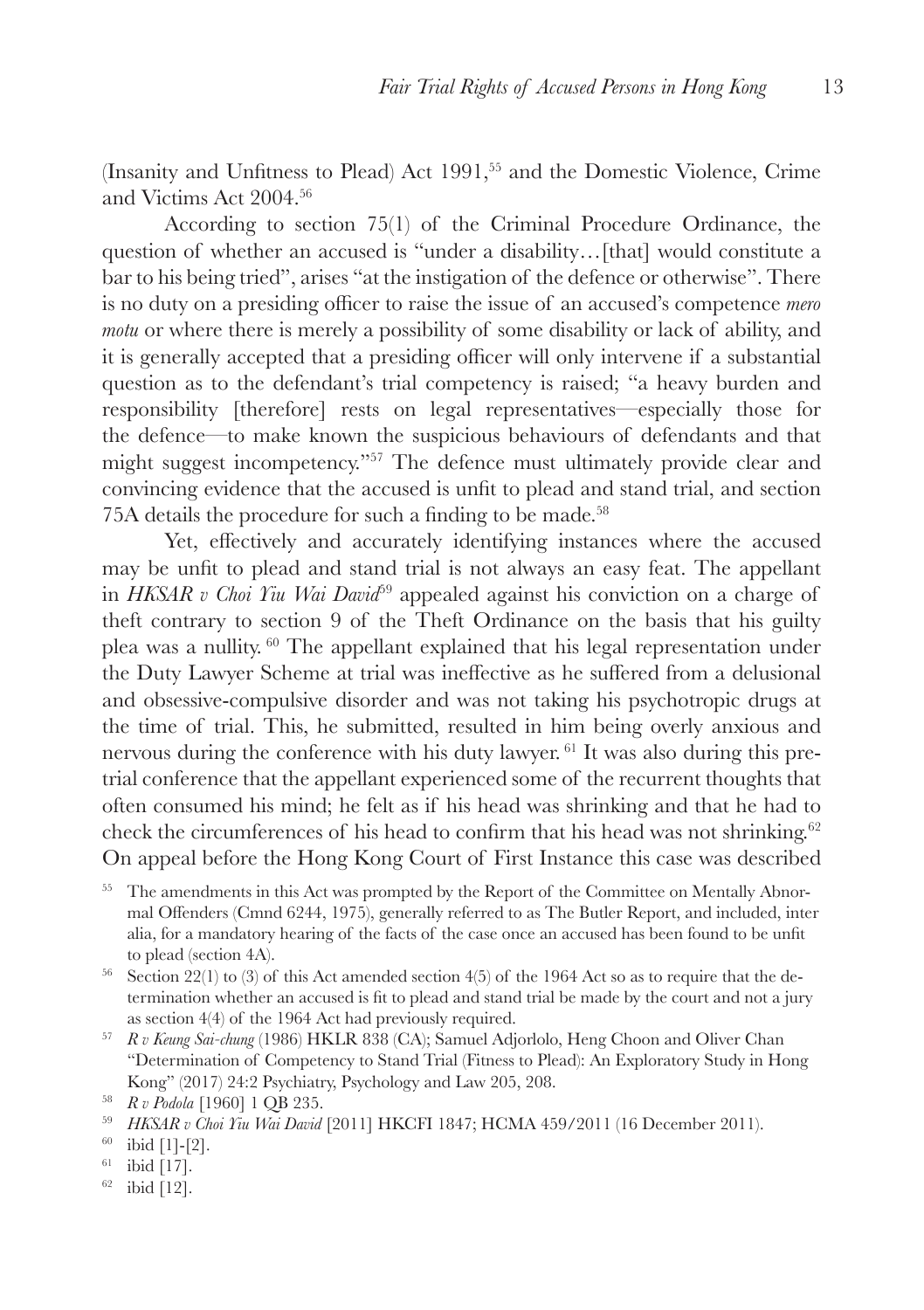(Insanity and Unfitness to Plead) Act 1991,[55] and the Domestic Violence, Crime and Victims Act 2004.[56]

According to section 75(1) of the Criminal Procedure Ordinance, the question of whether an accused is "under a disability…[that] would constitute a bar to his being tried", arises "at the instigation of the defence or otherwise". There is no duty on a presiding officer to raise the issue of an accused's competence *mero motu* or where there is merely a possibility of some disability or lack of ability, and it is generally accepted that a presiding officer will only intervene if a substantial question as to the defendant's trial competency is raised; "a heavy burden and responsibility [therefore] rests on legal representatives—especially those for the defence—to make known the suspicious behaviours of defendants and that might suggest incompetency."[57] The defence must ultimately provide clear and convincing evidence that the accused is unfit to plead and stand trial, and section 75A details the procedure for such a finding to be made.[58]

Yet, effectively and accurately identifying instances where the accused may be unfit to plead and stand trial is not always an easy feat. The appellant in *HKSAR v Choi Yiu Wai David*[59] appealed against his conviction on a charge of theft contrary to section 9 of the Theft Ordinance on the basis that his guilty plea was a nullity.[60] The appellant explained that his legal representation under the Duty Lawyer Scheme at trial was ineffective as he suffered from a delusional and obsessive-compulsive disorder and was not taking his psychotropic drugs at the time of trial. This, he submitted, resulted in him being overly anxious and nervous during the conference with his duty lawyer.[61] It was also during this pre-trial conference that the appellant experienced some of the recurrent thoughts that often consumed his mind; he felt as if his head was shrinking and that he had to check the circumferences of his head to confirm that his head was not shrinking.[62] On appeal before the Hong Kong Court of First Instance this case was described

[55] The amendments in this Act was prompted by the Report of the Committee on Mentally Abnormal Offenders (Cmnd 6244, 1975), generally referred to as The Butler Report, and included, inter alia, for a mandatory hearing of the facts of the case once an accused has been found to be unfit to plead (section 4A).

[56] Section 22(1) to (3) of this Act amended section 4(5) of the 1964 Act so as to require that the determination whether an accused is fit to plead and stand trial be made by the court and not a jury as section 4(4) of the 1964 Act had previously required.

[57] *R v Keung Sai-chung* (1986) HKLR 838 (CA); Samuel Adjorlolo, Heng Choon and Oliver Chan "Determination of Competency to Stand Trial (Fitness to Plead): An Exploratory Study in Hong Kong" (2017) 24:2 Psychiatry, Psychology and Law 205, 208.

[58] *R v Podola* [1960] 1 QB 235.

[59] *HKSAR v Choi Yiu Wai David* [2011] HKCFI 1847; HCMA 459/2011 (16 December 2011).

[60] ibid [1]-[2].

[61] ibid [17].

[62] ibid [12].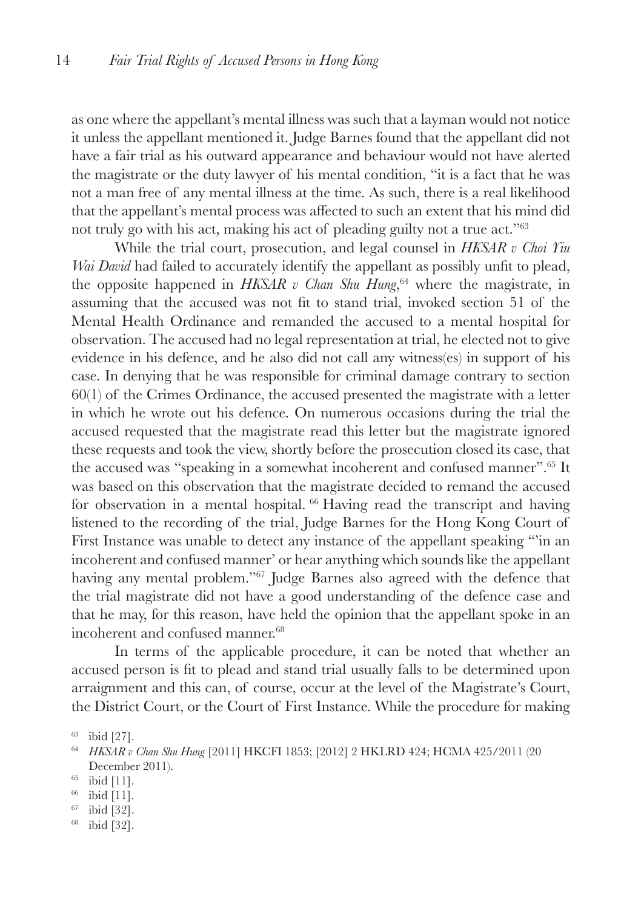as one where the appellant's mental illness was such that a layman would not notice it unless the appellant mentioned it. Judge Barnes found that the appellant did not have a fair trial as his outward appearance and behaviour would not have alerted the magistrate or the duty lawyer of his mental condition, "it is a fact that he was not a man free of any mental illness at the time. As such, there is a real likelihood that the appellant's mental process was affected to such an extent that his mind did not truly go with his act, making his act of pleading guilty not a true act."[63]

While the trial court, prosecution, and legal counsel in *HKSAR v Choi Yiu Wai David* had failed to accurately identify the appellant as possibly unfit to plead, the opposite happened in *HKSAR v Chan Shu Hung*,[64] where the magistrate, in assuming that the accused was not fit to stand trial, invoked section 51 of the Mental Health Ordinance and remanded the accused to a mental hospital for observation. The accused had no legal representation at trial, he elected not to give evidence in his defence, and he also did not call any witness(es) in support of his case. In denying that he was responsible for criminal damage contrary to section 60(1) of the Crimes Ordinance, the accused presented the magistrate with a letter in which he wrote out his defence. On numerous occasions during the trial the accused requested that the magistrate read this letter but the magistrate ignored these requests and took the view, shortly before the prosecution closed its case, that the accused was "speaking in a somewhat incoherent and confused manner".[65] It was based on this observation that the magistrate decided to remand the accused for observation in a mental hospital.[66] Having read the transcript and having listened to the recording of the trial, Judge Barnes for the Hong Kong Court of First Instance was unable to detect any instance of the appellant speaking "'in an incoherent and confused manner' or hear anything which sounds like the appellant having any mental problem."[67] Judge Barnes also agreed with the defence that the trial magistrate did not have a good understanding of the defence case and that he may, for this reason, have held the opinion that the appellant spoke in an incoherent and confused manner.[68]

In terms of the applicable procedure, it can be noted that whether an accused person is fit to plead and stand trial usually falls to be determined upon arraignment and this can, of course, occur at the level of the Magistrate's Court, the District Court, or the Court of First Instance. While the procedure for making

[63] ibid [27].

[64] *HKSAR v Chan Shu Hung* [2011] HKCFI 1853; [2012] 2 HKLRD 424; HCMA 425/2011 (20 December 2011).

[65] ibid [11].

[66] ibid [11].

[67] ibid [32].

[68] ibid [32].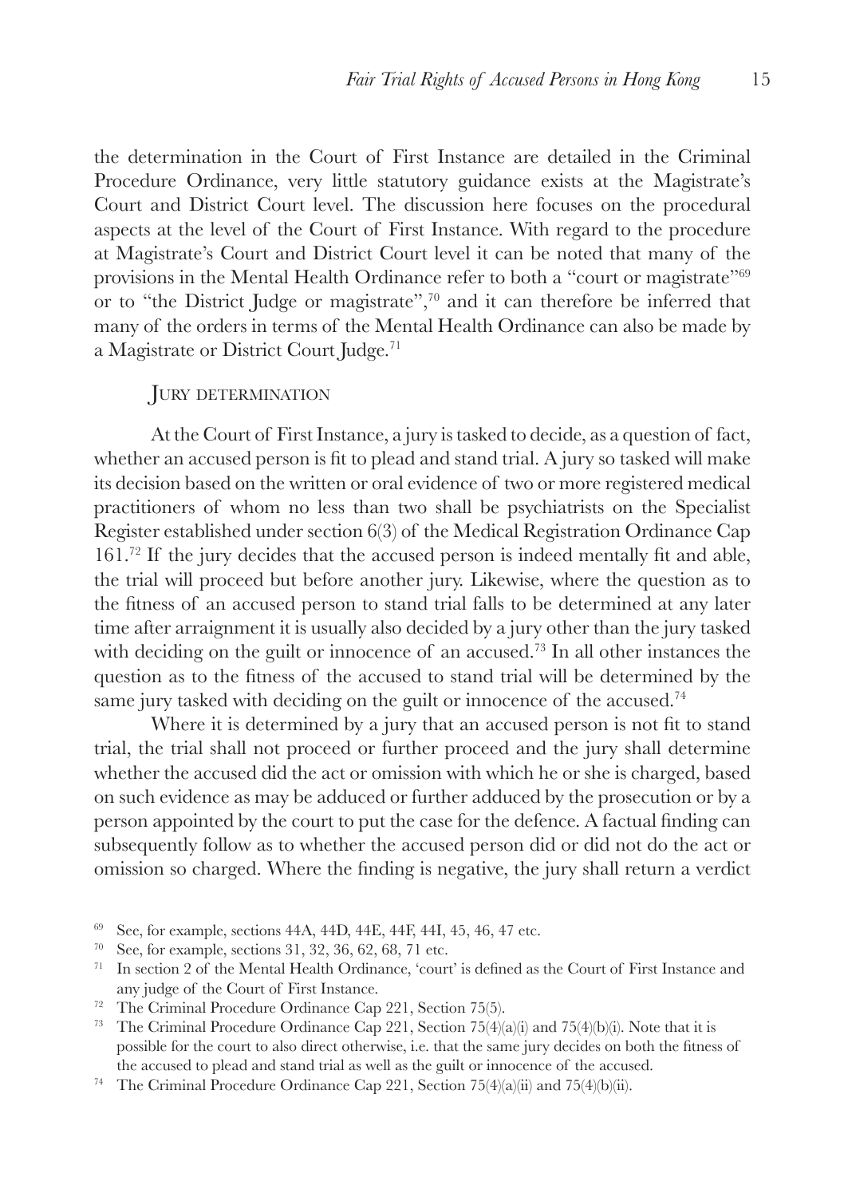the determination in the Court of First Instance are detailed in the Criminal Procedure Ordinance, very little statutory guidance exists at the Magistrate's Court and District Court level. The discussion here focuses on the procedural aspects at the level of the Court of First Instance. With regard to the procedure at Magistrate's Court and District Court level it can be noted that many of the provisions in the Mental Health Ordinance refer to both a "court or magistrate"[69] or to "the District Judge or magistrate",[70] and it can therefore be inferred that many of the orders in terms of the Mental Health Ordinance can also be made by a Magistrate or District Court Judge.[71]

### Jury determination

At the Court of First Instance, a jury is tasked to decide, as a question of fact, whether an accused person is fit to plead and stand trial. A jury so tasked will make its decision based on the written or oral evidence of two or more registered medical practitioners of whom no less than two shall be psychiatrists on the Specialist Register established under section 6(3) of the Medical Registration Ordinance Cap 161.[72] If the jury decides that the accused person is indeed mentally fit and able, the trial will proceed but before another jury. Likewise, where the question as to the fitness of an accused person to stand trial falls to be determined at any later time after arraignment it is usually also decided by a jury other than the jury tasked with deciding on the guilt or innocence of an accused.[73] In all other instances the question as to the fitness of the accused to stand trial will be determined by the same jury tasked with deciding on the guilt or innocence of the accused.[74]

Where it is determined by a jury that an accused person is not fit to stand trial, the trial shall not proceed or further proceed and the jury shall determine whether the accused did the act or omission with which he or she is charged, based on such evidence as may be adduced or further adduced by the prosecution or by a person appointed by the court to put the case for the defence. A factual finding can subsequently follow as to whether the accused person did or did not do the act or omission so charged. Where the finding is negative, the jury shall return a verdict

---

[69] See, for example, sections 44A, 44D, 44E, 44F, 44I, 45, 46, 47 etc.

[70] See, for example, sections 31, 32, 36, 62, 68, 71 etc.

[71] In section 2 of the Mental Health Ordinance, 'court' is defined as the Court of First Instance and any judge of the Court of First Instance.

[72] The Criminal Procedure Ordinance Cap 221, Section 75(5).

[73] The Criminal Procedure Ordinance Cap 221, Section 75(4)(a)(i) and 75(4)(b)(i). Note that it is possible for the court to also direct otherwise, i.e. that the same jury decides on both the fitness of the accused to plead and stand trial as well as the guilt or innocence of the accused.

[74] The Criminal Procedure Ordinance Cap 221, Section 75(4)(a)(ii) and 75(4)(b)(ii).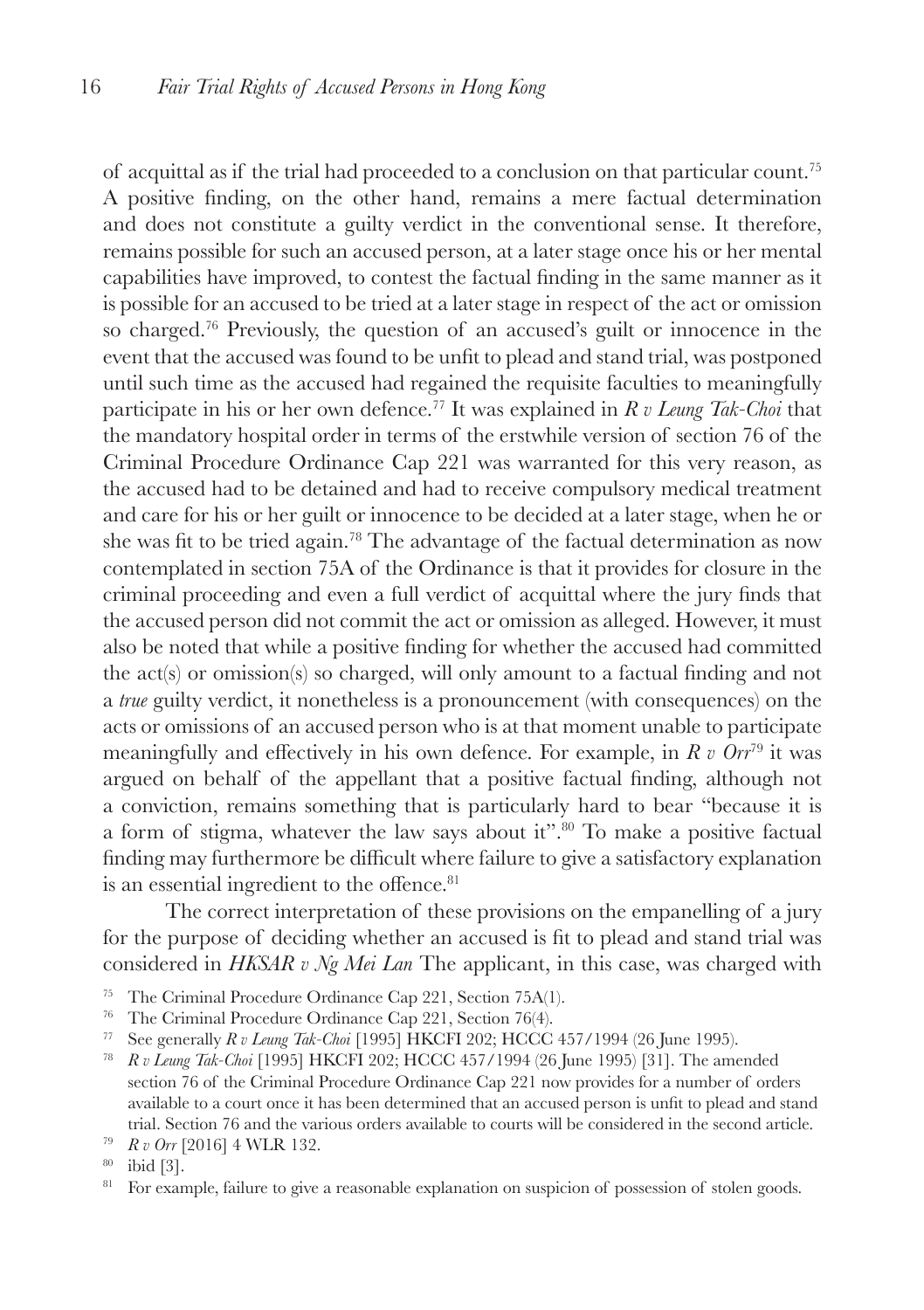of acquittal as if the trial had proceeded to a conclusion on that particular count.[75] A positive finding, on the other hand, remains a mere factual determination and does not constitute a guilty verdict in the conventional sense. It therefore, remains possible for such an accused person, at a later stage once his or her mental capabilities have improved, to contest the factual finding in the same manner as it is possible for an accused to be tried at a later stage in respect of the act or omission so charged.[76] Previously, the question of an accused's guilt or innocence in the event that the accused was found to be unfit to plead and stand trial, was postponed until such time as the accused had regained the requisite faculties to meaningfully participate in his or her own defence.[77] It was explained in *R v Leung Tak-Choi* that the mandatory hospital order in terms of the erstwhile version of section 76 of the Criminal Procedure Ordinance Cap 221 was warranted for this very reason, as the accused had to be detained and had to receive compulsory medical treatment and care for his or her guilt or innocence to be decided at a later stage, when he or she was fit to be tried again.[78] The advantage of the factual determination as now contemplated in section 75A of the Ordinance is that it provides for closure in the criminal proceeding and even a full verdict of acquittal where the jury finds that the accused person did not commit the act or omission as alleged. However, it must also be noted that while a positive finding for whether the accused had committed the act(s) or omission(s) so charged, will only amount to a factual finding and not a *true* guilty verdict, it nonetheless is a pronouncement (with consequences) on the acts or omissions of an accused person who is at that moment unable to participate meaningfully and effectively in his own defence. For example, in *R v Orr*[79] it was argued on behalf of the appellant that a positive factual finding, although not a conviction, remains something that is particularly hard to bear "because it is a form of stigma, whatever the law says about it".[80] To make a positive factual finding may furthermore be difficult where failure to give a satisfactory explanation is an essential ingredient to the offence.[81]

The correct interpretation of these provisions on the empanelling of a jury for the purpose of deciding whether an accused is fit to plead and stand trial was considered in *HKSAR v Ng Mei Lan* The applicant, in this case, was charged with

[75] The Criminal Procedure Ordinance Cap 221, Section 75A(1).

[76] The Criminal Procedure Ordinance Cap 221, Section 76(4).

[77] See generally *R v Leung Tak-Choi* [1995] HKCFI 202; HCCC 457/1994 (26 June 1995).

[78] *R v Leung Tak-Choi* [1995] HKCFI 202; HCCC 457/1994 (26 June 1995) [31]. The amended section 76 of the Criminal Procedure Ordinance Cap 221 now provides for a number of orders available to a court once it has been determined that an accused person is unfit to plead and stand trial. Section 76 and the various orders available to courts will be considered in the second article.

[79] *R v Orr* [2016] 4 WLR 132.

[80] ibid [3].

[81] For example, failure to give a reasonable explanation on suspicion of possession of stolen goods.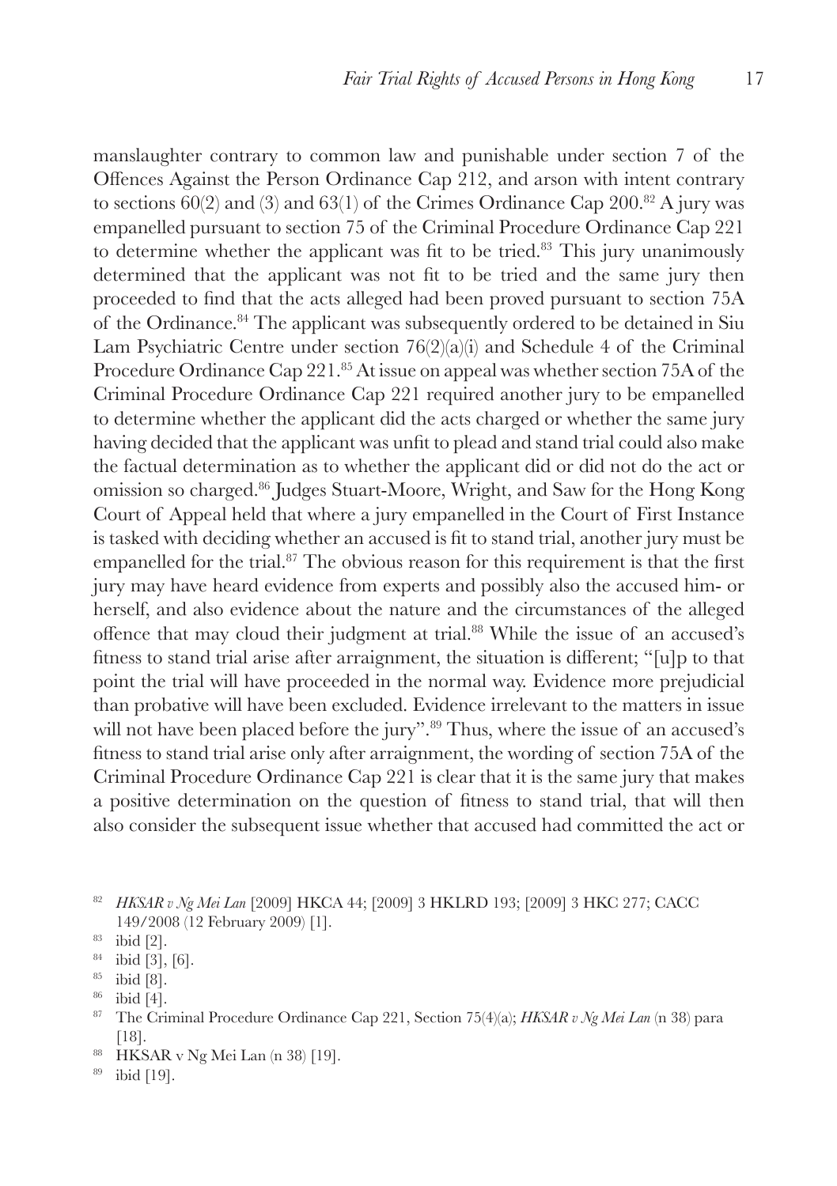manslaughter contrary to common law and punishable under section 7 of the Offences Against the Person Ordinance Cap 212, and arson with intent contrary to sections 60(2) and (3) and 63(1) of the Crimes Ordinance Cap 200.[82] A jury was empanelled pursuant to section 75 of the Criminal Procedure Ordinance Cap 221 to determine whether the applicant was fit to be tried.[83] This jury unanimously determined that the applicant was not fit to be tried and the same jury then proceeded to find that the acts alleged had been proved pursuant to section 75A of the Ordinance.[84] The applicant was subsequently ordered to be detained in Siu Lam Psychiatric Centre under section 76(2)(a)(i) and Schedule 4 of the Criminal Procedure Ordinance Cap 221.[85] At issue on appeal was whether section 75A of the Criminal Procedure Ordinance Cap 221 required another jury to be empanelled to determine whether the applicant did the acts charged or whether the same jury having decided that the applicant was unfit to plead and stand trial could also make the factual determination as to whether the applicant did or did not do the act or omission so charged.[86] Judges Stuart-Moore, Wright, and Saw for the Hong Kong Court of Appeal held that where a jury empanelled in the Court of First Instance is tasked with deciding whether an accused is fit to stand trial, another jury must be empanelled for the trial.[87] The obvious reason for this requirement is that the first jury may have heard evidence from experts and possibly also the accused him- or herself, and also evidence about the nature and the circumstances of the alleged offence that may cloud their judgment at trial.[88] While the issue of an accused's fitness to stand trial arise after arraignment, the situation is different; "[u]p to that point the trial will have proceeded in the normal way. Evidence more prejudicial than probative will have been excluded. Evidence irrelevant to the matters in issue will not have been placed before the jury".[89] Thus, where the issue of an accused's fitness to stand trial arise only after arraignment, the wording of section 75A of the Criminal Procedure Ordinance Cap 221 is clear that it is the same jury that makes a positive determination on the question of fitness to stand trial, that will then also consider the subsequent issue whether that accused had committed the act or

[82] *HKSAR v Ng Mei Lan* [2009] HKCA 44; [2009] 3 HKLRD 193; [2009] 3 HKC 277; CACC 149/2008 (12 February 2009) [1].

[83] ibid [2].

[84] ibid [3], [6].

[85] ibid [8].

[86] ibid [4].

[87] The Criminal Procedure Ordinance Cap 221, Section 75(4)(a); *HKSAR v Ng Mei Lan* (n 38) para [18].

[88] HKSAR v Ng Mei Lan (n 38) [19].

[89] ibid [19].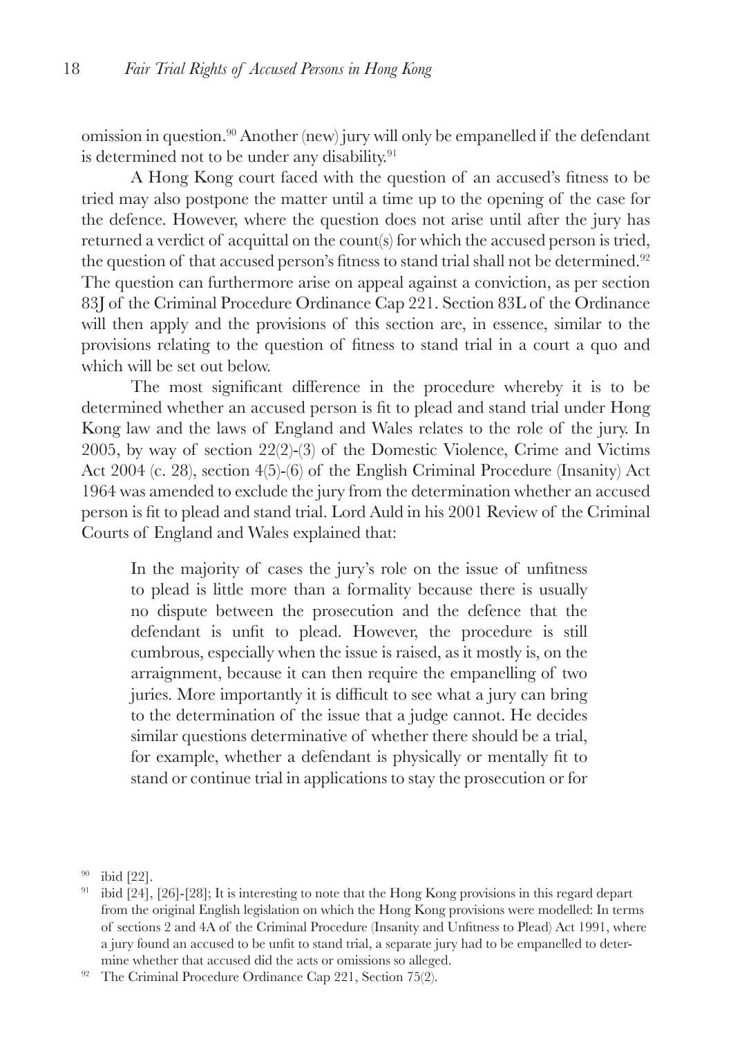omission in question.[90] Another (new) jury will only be empanelled if the defendant is determined not to be under any disability.[91]

A Hong Kong court faced with the question of an accused's fitness to be tried may also postpone the matter until a time up to the opening of the case for the defence. However, where the question does not arise until after the jury has returned a verdict of acquittal on the count(s) for which the accused person is tried, the question of that accused person's fitness to stand trial shall not be determined.[92] The question can furthermore arise on appeal against a conviction, as per section 83J of the Criminal Procedure Ordinance Cap 221. Section 83L of the Ordinance will then apply and the provisions of this section are, in essence, similar to the provisions relating to the question of fitness to stand trial in a court a quo and which will be set out below.

The most significant difference in the procedure whereby it is to be determined whether an accused person is fit to plead and stand trial under Hong Kong law and the laws of England and Wales relates to the role of the jury. In 2005, by way of section 22(2)-(3) of the Domestic Violence, Crime and Victims Act 2004 (c. 28), section 4(5)-(6) of the English Criminal Procedure (Insanity) Act 1964 was amended to exclude the jury from the determination whether an accused person is fit to plead and stand trial. Lord Auld in his 2001 Review of the Criminal Courts of England and Wales explained that:

> In the majority of cases the jury's role on the issue of unfitness to plead is little more than a formality because there is usually no dispute between the prosecution and the defence that the defendant is unfit to plead. However, the procedure is still cumbrous, especially when the issue is raised, as it mostly is, on the arraignment, because it can then require the empanelling of two juries. More importantly it is difficult to see what a jury can bring to the determination of the issue that a judge cannot. He decides similar questions determinative of whether there should be a trial, for example, whether a defendant is physically or mentally fit to stand or continue trial in applications to stay the prosecution or for

---

[90] ibid [22].

[91] ibid [24], [26]-[28]; It is interesting to note that the Hong Kong provisions in this regard depart from the original English legislation on which the Hong Kong provisions were modelled: In terms of sections 2 and 4A of the Criminal Procedure (Insanity and Unfitness to Plead) Act 1991, where a jury found an accused to be unfit to stand trial, a separate jury had to be empanelled to determine whether that accused did the acts or omissions so alleged.

[92] The Criminal Procedure Ordinance Cap 221, Section 75(2).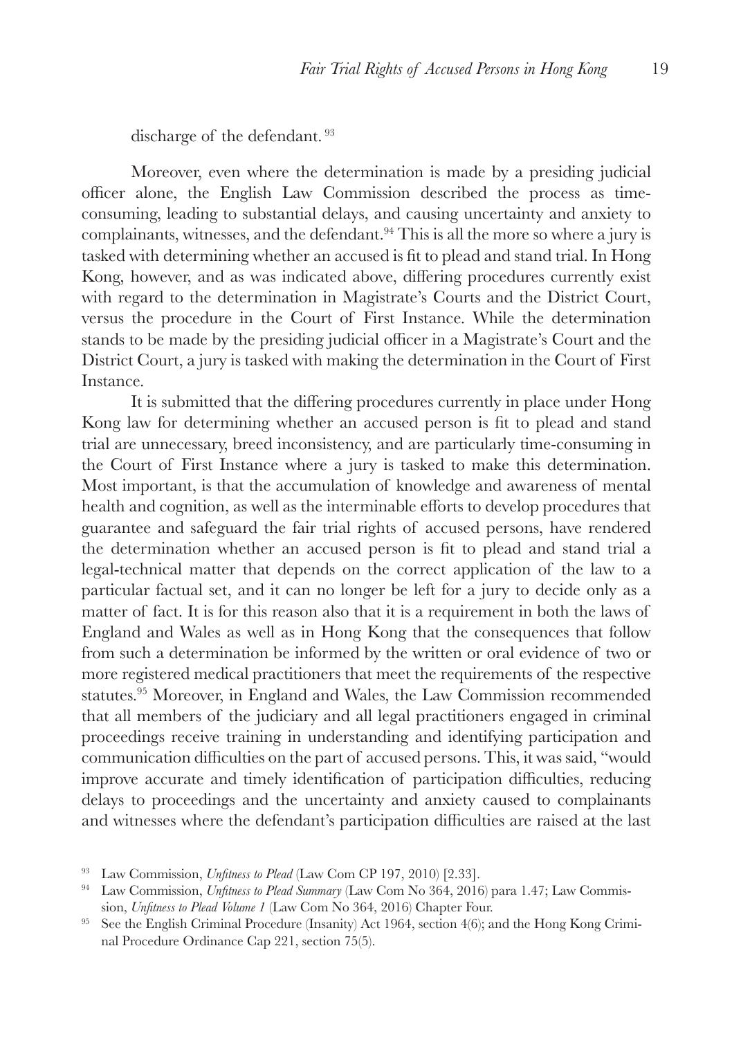discharge of the defendant. [93]

Moreover, even where the determination is made by a presiding judicial officer alone, the English Law Commission described the process as time-consuming, leading to substantial delays, and causing uncertainty and anxiety to complainants, witnesses, and the defendant.[94] This is all the more so where a jury is tasked with determining whether an accused is fit to plead and stand trial. In Hong Kong, however, and as was indicated above, differing procedures currently exist with regard to the determination in Magistrate's Courts and the District Court, versus the procedure in the Court of First Instance. While the determination stands to be made by the presiding judicial officer in a Magistrate's Court and the District Court, a jury is tasked with making the determination in the Court of First Instance.

It is submitted that the differing procedures currently in place under Hong Kong law for determining whether an accused person is fit to plead and stand trial are unnecessary, breed inconsistency, and are particularly time-consuming in the Court of First Instance where a jury is tasked to make this determination. Most important, is that the accumulation of knowledge and awareness of mental health and cognition, as well as the interminable efforts to develop procedures that guarantee and safeguard the fair trial rights of accused persons, have rendered the determination whether an accused person is fit to plead and stand trial a legal-technical matter that depends on the correct application of the law to a particular factual set, and it can no longer be left for a jury to decide only as a matter of fact. It is for this reason also that it is a requirement in both the laws of England and Wales as well as in Hong Kong that the consequences that follow from such a determination be informed by the written or oral evidence of two or more registered medical practitioners that meet the requirements of the respective statutes.[95] Moreover, in England and Wales, the Law Commission recommended that all members of the judiciary and all legal practitioners engaged in criminal proceedings receive training in understanding and identifying participation and communication difficulties on the part of accused persons. This, it was said, "would improve accurate and timely identification of participation difficulties, reducing delays to proceedings and the uncertainty and anxiety caused to complainants and witnesses where the defendant's participation difficulties are raised at the last

---

[93] Law Commission, *Unfitness to Plead* (Law Com CP 197, 2010) [2.33].

[94] Law Commission, *Unfitness to Plead Summary* (Law Com No 364, 2016) para 1.47; Law Commission, *Unfitness to Plead Volume 1* (Law Com No 364, 2016) Chapter Four.

[95] See the English Criminal Procedure (Insanity) Act 1964, section 4(6); and the Hong Kong Criminal Procedure Ordinance Cap 221, section 75(5).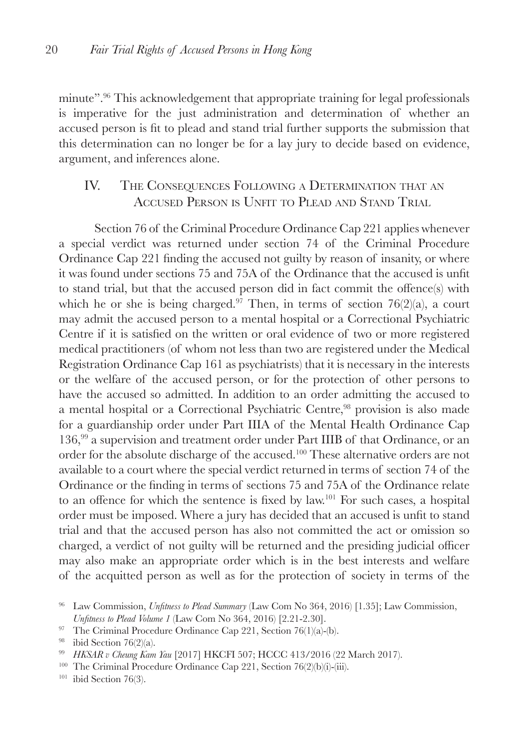minute".[96] This acknowledgement that appropriate training for legal professionals is imperative for the just administration and determination of whether an accused person is fit to plead and stand trial further supports the submission that this determination can no longer be for a lay jury to decide based on evidence, argument, and inferences alone.

## IV. The Consequences Following a Determination that an Accused Person is Unfit to Plead and Stand Trial

Section 76 of the Criminal Procedure Ordinance Cap 221 applies whenever a special verdict was returned under section 74 of the Criminal Procedure Ordinance Cap 221 finding the accused not guilty by reason of insanity, or where it was found under sections 75 and 75A of the Ordinance that the accused is unfit to stand trial, but that the accused person did in fact commit the offence(s) with which he or she is being charged.[97] Then, in terms of section 76(2)(a), a court may admit the accused person to a mental hospital or a Correctional Psychiatric Centre if it is satisfied on the written or oral evidence of two or more registered medical practitioners (of whom not less than two are registered under the Medical Registration Ordinance Cap 161 as psychiatrists) that it is necessary in the interests or the welfare of the accused person, or for the protection of other persons to have the accused so admitted. In addition to an order admitting the accused to a mental hospital or a Correctional Psychiatric Centre,[98] provision is also made for a guardianship order under Part IIIA of the Mental Health Ordinance Cap 136,[99] a supervision and treatment order under Part IIIB of that Ordinance, or an order for the absolute discharge of the accused.[100] These alternative orders are not available to a court where the special verdict returned in terms of section 74 of the Ordinance or the finding in terms of sections 75 and 75A of the Ordinance relate to an offence for which the sentence is fixed by law.[101] For such cases, a hospital order must be imposed. Where a jury has decided that an accused is unfit to stand trial and that the accused person has also not committed the act or omission so charged, a verdict of not guilty will be returned and the presiding judicial officer may also make an appropriate order which is in the best interests and welfare of the acquitted person as well as for the protection of society in terms of the

---

[96] Law Commission, *Unfitness to Plead Summary* (Law Com No 364, 2016) [1.35]; Law Commission, *Unfitness to Plead Volume 1* (Law Com No 364, 2016) [2.21-2.30].

[97] The Criminal Procedure Ordinance Cap 221, Section 76(1)(a)-(b).

[98] ibid Section 76(2)(a).

[99] *HKSAR v Cheung Kam Yau* [2017] HKCFI 507; HCCC 413/2016 (22 March 2017).

[100] The Criminal Procedure Ordinance Cap 221, Section 76(2)(b)(i)-(iii).

[101] ibid Section 76(3).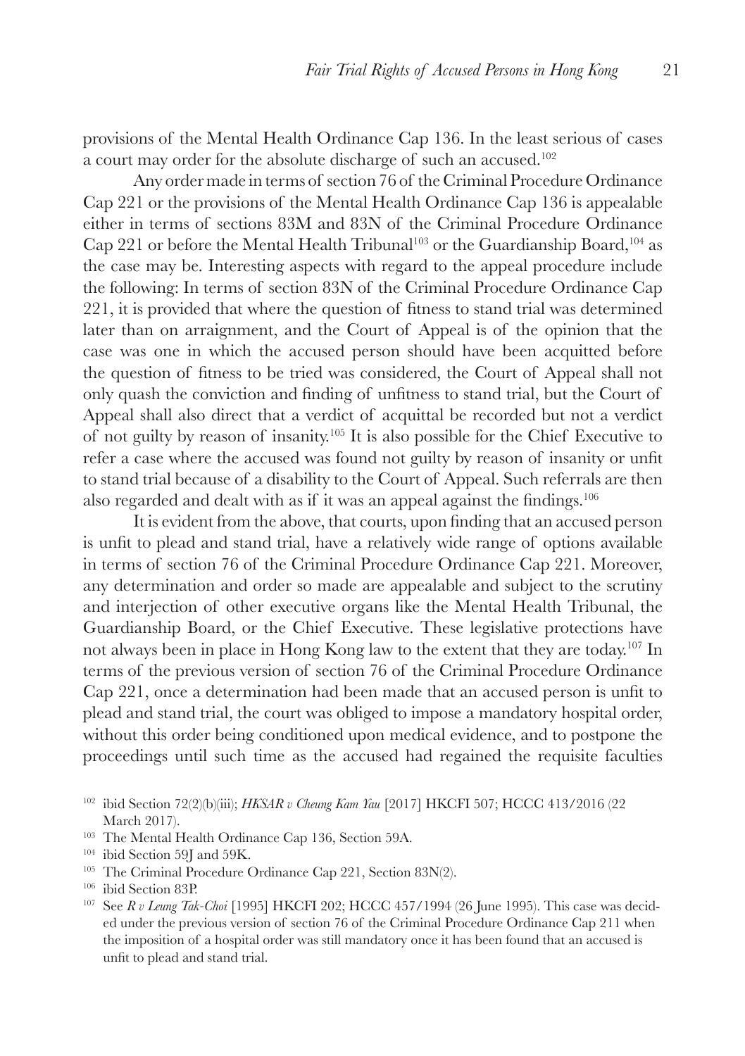provisions of the Mental Health Ordinance Cap 136. In the least serious of cases a court may order for the absolute discharge of such an accused.[102]

Any order made in terms of section 76 of the Criminal Procedure Ordinance Cap 221 or the provisions of the Mental Health Ordinance Cap 136 is appealable either in terms of sections 83M and 83N of the Criminal Procedure Ordinance Cap 221 or before the Mental Health Tribunal[103] or the Guardianship Board,[104] as the case may be. Interesting aspects with regard to the appeal procedure include the following: In terms of section 83N of the Criminal Procedure Ordinance Cap 221, it is provided that where the question of fitness to stand trial was determined later than on arraignment, and the Court of Appeal is of the opinion that the case was one in which the accused person should have been acquitted before the question of fitness to be tried was considered, the Court of Appeal shall not only quash the conviction and finding of unfitness to stand trial, but the Court of Appeal shall also direct that a verdict of acquittal be recorded but not a verdict of not guilty by reason of insanity.[105] It is also possible for the Chief Executive to refer a case where the accused was found not guilty by reason of insanity or unfit to stand trial because of a disability to the Court of Appeal. Such referrals are then also regarded and dealt with as if it was an appeal against the findings.[106]

It is evident from the above, that courts, upon finding that an accused person is unfit to plead and stand trial, have a relatively wide range of options available in terms of section 76 of the Criminal Procedure Ordinance Cap 221. Moreover, any determination and order so made are appealable and subject to the scrutiny and interjection of other executive organs like the Mental Health Tribunal, the Guardianship Board, or the Chief Executive. These legislative protections have not always been in place in Hong Kong law to the extent that they are today.[107] In terms of the previous version of section 76 of the Criminal Procedure Ordinance Cap 221, once a determination had been made that an accused person is unfit to plead and stand trial, the court was obliged to impose a mandatory hospital order, without this order being conditioned upon medical evidence, and to postpone the proceedings until such time as the accused had regained the requisite faculties

---

[102] ibid Section 72(2)(b)(iii); *HKSAR v Cheung Kam Yau* [2017] HKCFI 507; HCCC 413/2016 (22 March 2017).

[103] The Mental Health Ordinance Cap 136, Section 59A.

[104] ibid Section 59J and 59K.

[105] The Criminal Procedure Ordinance Cap 221, Section 83N(2).

[106] ibid Section 83P.

[107] See *R v Leung Tak-Choi* [1995] HKCFI 202; HCCC 457/1994 (26 June 1995). This case was decided under the previous version of section 76 of the Criminal Procedure Ordinance Cap 211 when the imposition of a hospital order was still mandatory once it has been found that an accused is unfit to plead and stand trial.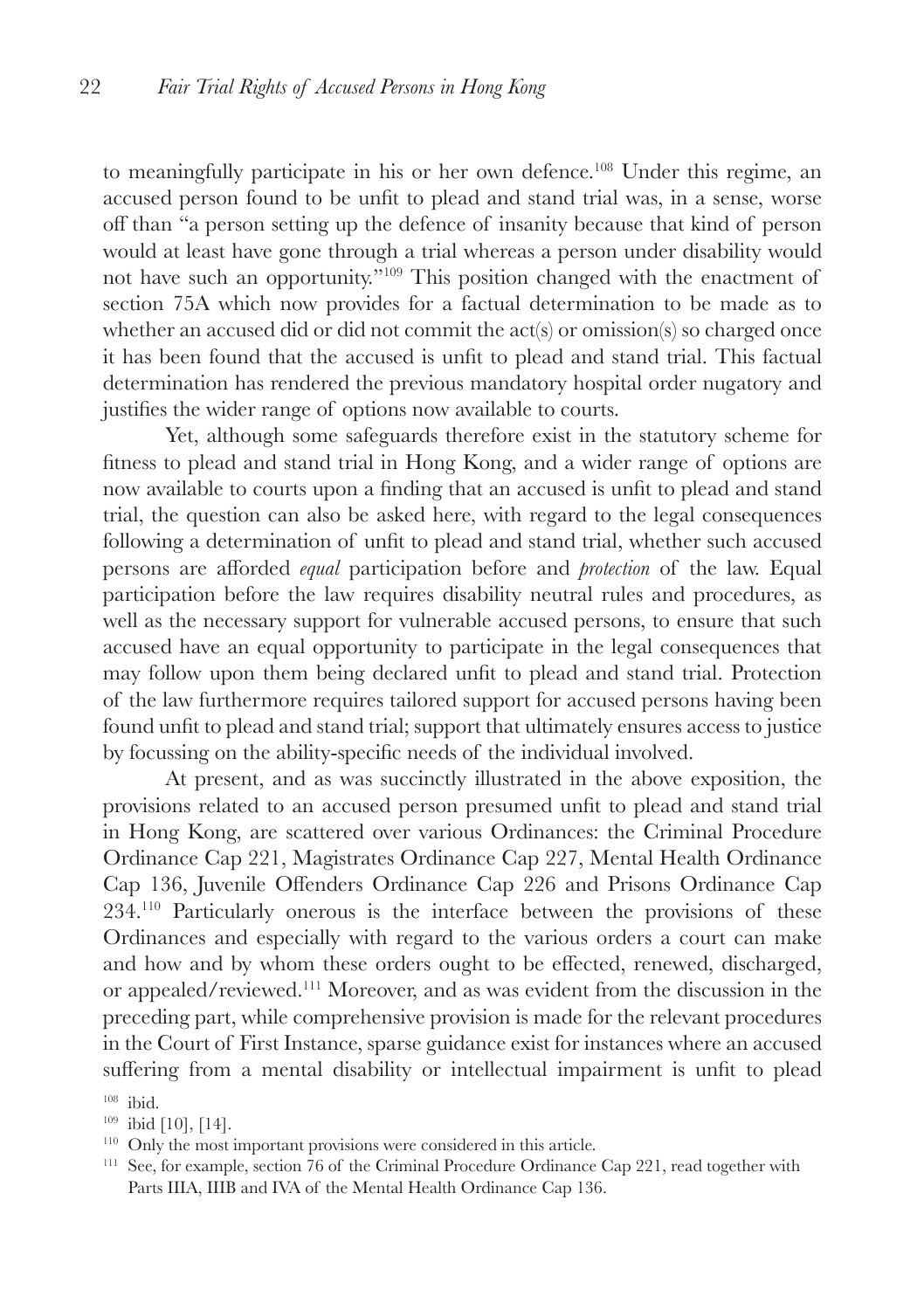to meaningfully participate in his or her own defence.[108] Under this regime, an accused person found to be unfit to plead and stand trial was, in a sense, worse off than "a person setting up the defence of insanity because that kind of person would at least have gone through a trial whereas a person under disability would not have such an opportunity."[109] This position changed with the enactment of section 75A which now provides for a factual determination to be made as to whether an accused did or did not commit the act(s) or omission(s) so charged once it has been found that the accused is unfit to plead and stand trial. This factual determination has rendered the previous mandatory hospital order nugatory and justifies the wider range of options now available to courts.

Yet, although some safeguards therefore exist in the statutory scheme for fitness to plead and stand trial in Hong Kong, and a wider range of options are now available to courts upon a finding that an accused is unfit to plead and stand trial, the question can also be asked here, with regard to the legal consequences following a determination of unfit to plead and stand trial, whether such accused persons are afforded *equal* participation before and *protection* of the law. Equal participation before the law requires disability neutral rules and procedures, as well as the necessary support for vulnerable accused persons, to ensure that such accused have an equal opportunity to participate in the legal consequences that may follow upon them being declared unfit to plead and stand trial. Protection of the law furthermore requires tailored support for accused persons having been found unfit to plead and stand trial; support that ultimately ensures access to justice by focussing on the ability-specific needs of the individual involved.

At present, and as was succinctly illustrated in the above exposition, the provisions related to an accused person presumed unfit to plead and stand trial in Hong Kong, are scattered over various Ordinances: the Criminal Procedure Ordinance Cap 221, Magistrates Ordinance Cap 227, Mental Health Ordinance Cap 136, Juvenile Offenders Ordinance Cap 226 and Prisons Ordinance Cap 234.[110] Particularly onerous is the interface between the provisions of these Ordinances and especially with regard to the various orders a court can make and how and by whom these orders ought to be effected, renewed, discharged, or appealed/reviewed.[111] Moreover, and as was evident from the discussion in the preceding part, while comprehensive provision is made for the relevant procedures in the Court of First Instance, sparse guidance exist for instances where an accused suffering from a mental disability or intellectual impairment is unfit to plead

[108] ibid.

[109] ibid [10], [14].

[110] Only the most important provisions were considered in this article.

[111] See, for example, section 76 of the Criminal Procedure Ordinance Cap 221, read together with Parts IIIA, IIIB and IVA of the Mental Health Ordinance Cap 136.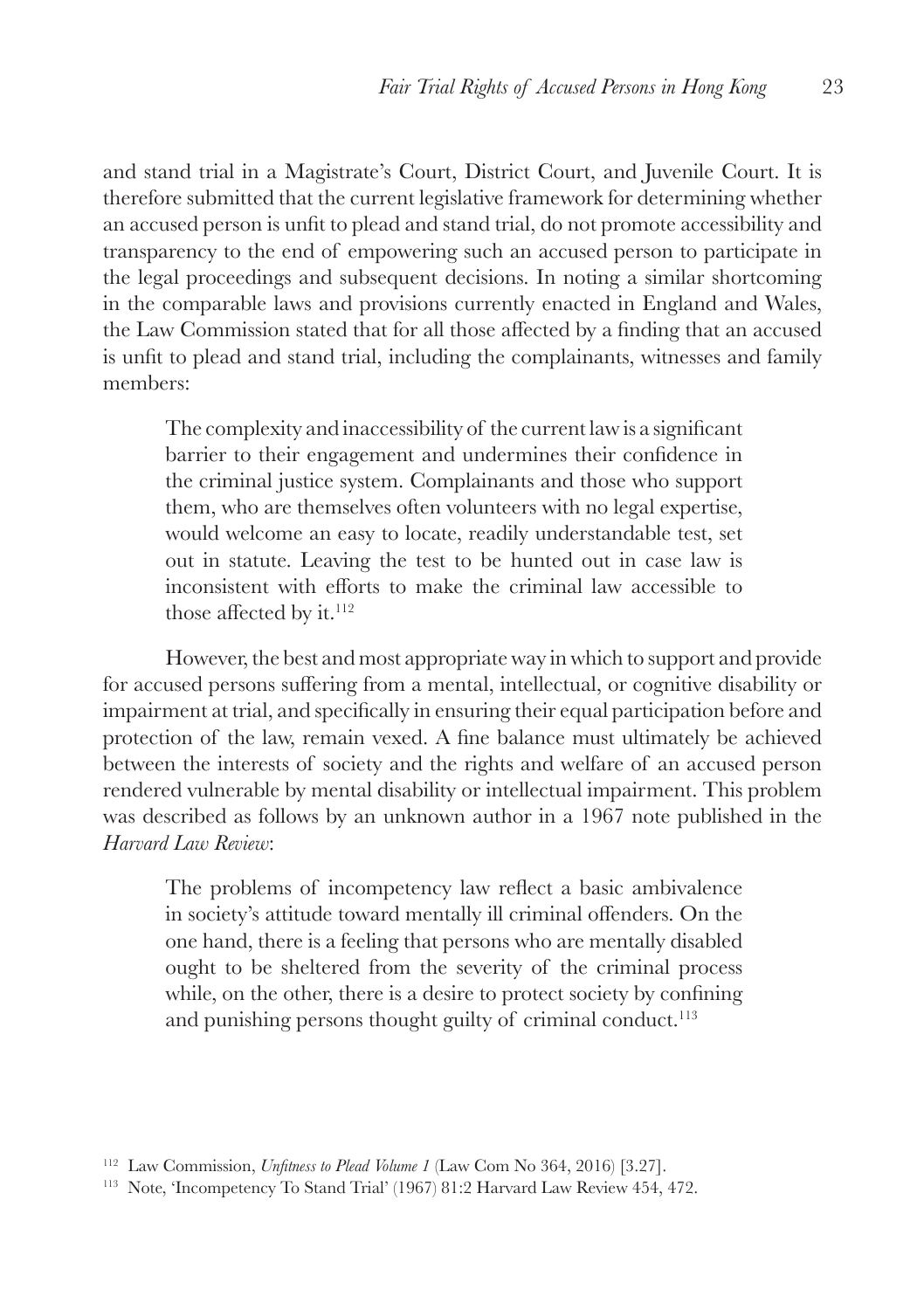and stand trial in a Magistrate's Court, District Court, and Juvenile Court. It is therefore submitted that the current legislative framework for determining whether an accused person is unfit to plead and stand trial, do not promote accessibility and transparency to the end of empowering such an accused person to participate in the legal proceedings and subsequent decisions. In noting a similar shortcoming in the comparable laws and provisions currently enacted in England and Wales, the Law Commission stated that for all those affected by a finding that an accused is unfit to plead and stand trial, including the complainants, witnesses and family members:

> The complexity and inaccessibility of the current law is a significant barrier to their engagement and undermines their confidence in the criminal justice system. Complainants and those who support them, who are themselves often volunteers with no legal expertise, would welcome an easy to locate, readily understandable test, set out in statute. Leaving the test to be hunted out in case law is inconsistent with efforts to make the criminal law accessible to those affected by it.[112]

However, the best and most appropriate way in which to support and provide for accused persons suffering from a mental, intellectual, or cognitive disability or impairment at trial, and specifically in ensuring their equal participation before and protection of the law, remain vexed. A fine balance must ultimately be achieved between the interests of society and the rights and welfare of an accused person rendered vulnerable by mental disability or intellectual impairment. This problem was described as follows by an unknown author in a 1967 note published in the *Harvard Law Review*:

> The problems of incompetency law reflect a basic ambivalence in society's attitude toward mentally ill criminal offenders. On the one hand, there is a feeling that persons who are mentally disabled ought to be sheltered from the severity of the criminal process while, on the other, there is a desire to protect society by confining and punishing persons thought guilty of criminal conduct.[113]

[112] Law Commission, *Unfitness to Plead Volume 1* (Law Com No 364, 2016) [3.27].

[113] Note, 'Incompetency To Stand Trial' (1967) 81:2 Harvard Law Review 454, 472.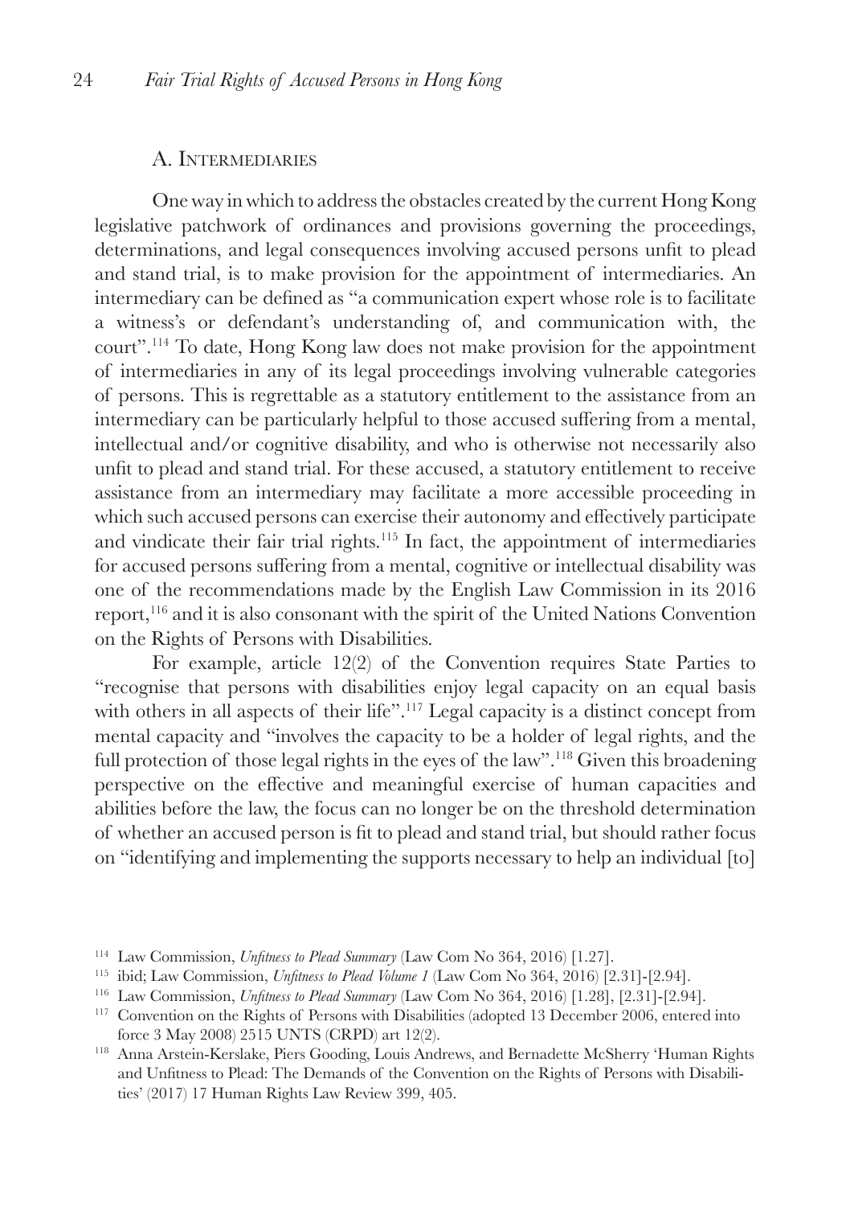### A. Intermediaries

One way in which to address the obstacles created by the current Hong Kong legislative patchwork of ordinances and provisions governing the proceedings, determinations, and legal consequences involving accused persons unfit to plead and stand trial, is to make provision for the appointment of intermediaries. An intermediary can be defined as "a communication expert whose role is to facilitate a witness's or defendant's understanding of, and communication with, the court".[114] To date, Hong Kong law does not make provision for the appointment of intermediaries in any of its legal proceedings involving vulnerable categories of persons. This is regrettable as a statutory entitlement to the assistance from an intermediary can be particularly helpful to those accused suffering from a mental, intellectual and/or cognitive disability, and who is otherwise not necessarily also unfit to plead and stand trial. For these accused, a statutory entitlement to receive assistance from an intermediary may facilitate a more accessible proceeding in which such accused persons can exercise their autonomy and effectively participate and vindicate their fair trial rights.[115] In fact, the appointment of intermediaries for accused persons suffering from a mental, cognitive or intellectual disability was one of the recommendations made by the English Law Commission in its 2016 report,[116] and it is also consonant with the spirit of the United Nations Convention on the Rights of Persons with Disabilities.

For example, article 12(2) of the Convention requires State Parties to "recognise that persons with disabilities enjoy legal capacity on an equal basis with others in all aspects of their life".[117] Legal capacity is a distinct concept from mental capacity and "involves the capacity to be a holder of legal rights, and the full protection of those legal rights in the eyes of the law".[118] Given this broadening perspective on the effective and meaningful exercise of human capacities and abilities before the law, the focus can no longer be on the threshold determination of whether an accused person is fit to plead and stand trial, but should rather focus on "identifying and implementing the supports necessary to help an individual [to]

---

[114] Law Commission, *Unfitness to Plead Summary* (Law Com No 364, 2016) [1.27].

[115] ibid; Law Commission, *Unfitness to Plead Volume 1* (Law Com No 364, 2016) [2.31]-[2.94].

[116] Law Commission, *Unfitness to Plead Summary* (Law Com No 364, 2016) [1.28], [2.31]-[2.94].

[117] Convention on the Rights of Persons with Disabilities (adopted 13 December 2006, entered into force 3 May 2008) 2515 UNTS (CRPD) art 12(2).

[118] Anna Arstein-Kerslake, Piers Gooding, Louis Andrews, and Bernadette McSherry 'Human Rights and Unfitness to Plead: The Demands of the Convention on the Rights of Persons with Disabilities' (2017) 17 Human Rights Law Review 399, 405.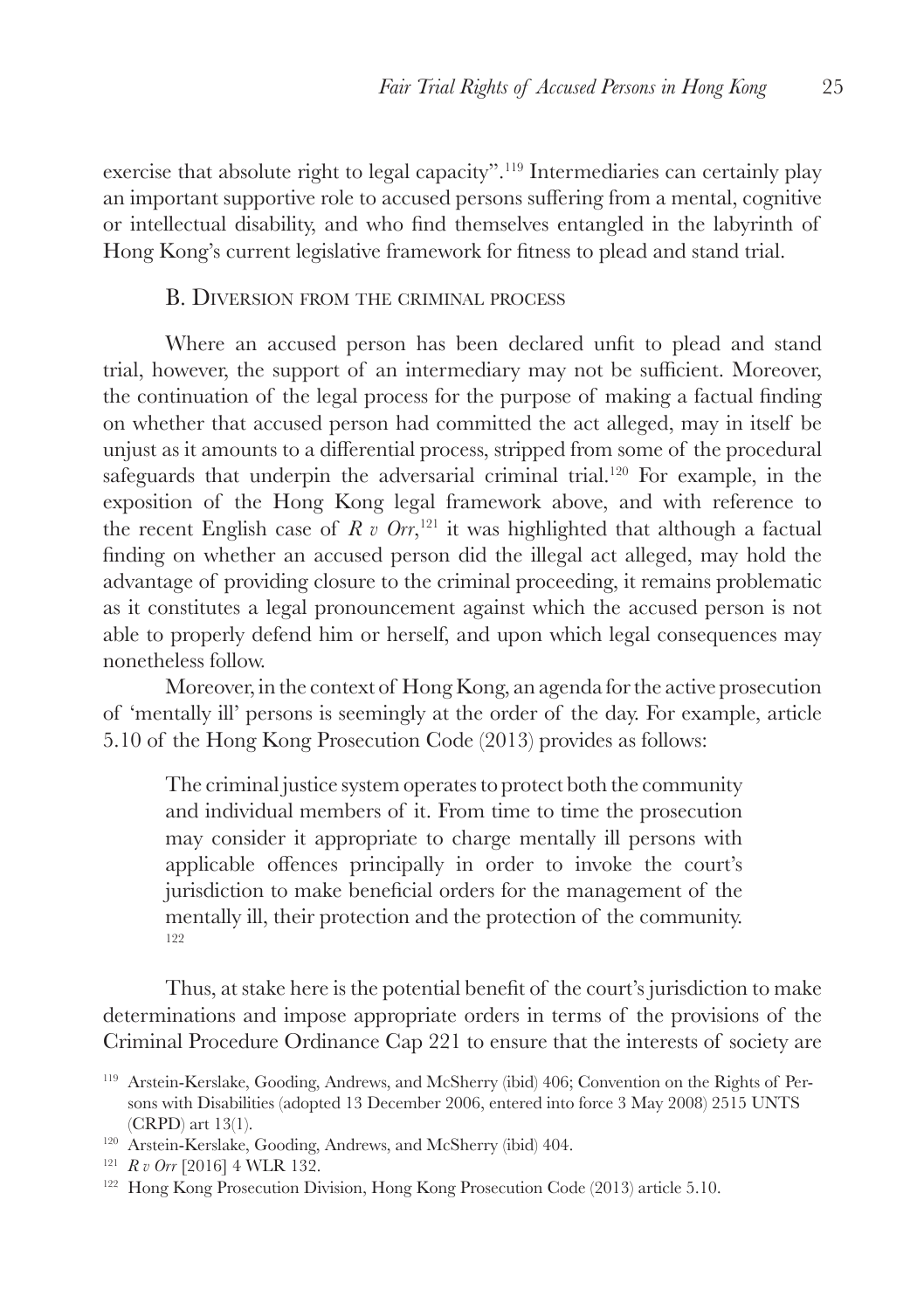exercise that absolute right to legal capacity".[119] Intermediaries can certainly play an important supportive role to accused persons suffering from a mental, cognitive or intellectual disability, and who find themselves entangled in the labyrinth of Hong Kong's current legislative framework for fitness to plead and stand trial.

### B. Diversion from the criminal process

Where an accused person has been declared unfit to plead and stand trial, however, the support of an intermediary may not be sufficient. Moreover, the continuation of the legal process for the purpose of making a factual finding on whether that accused person had committed the act alleged, may in itself be unjust as it amounts to a differential process, stripped from some of the procedural safeguards that underpin the adversarial criminal trial.[120] For example, in the exposition of the Hong Kong legal framework above, and with reference to the recent English case of *R v Orr*,[121] it was highlighted that although a factual finding on whether an accused person did the illegal act alleged, may hold the advantage of providing closure to the criminal proceeding, it remains problematic as it constitutes a legal pronouncement against which the accused person is not able to properly defend him or herself, and upon which legal consequences may nonetheless follow.

Moreover, in the context of Hong Kong, an agenda for the active prosecution of 'mentally ill' persons is seemingly at the order of the day. For example, article 5.10 of the Hong Kong Prosecution Code (2013) provides as follows:

> The criminal justice system operates to protect both the community and individual members of it. From time to time the prosecution may consider it appropriate to charge mentally ill persons with applicable offences principally in order to invoke the court's jurisdiction to make beneficial orders for the management of the mentally ill, their protection and the protection of the community.[122]

Thus, at stake here is the potential benefit of the court's jurisdiction to make determinations and impose appropriate orders in terms of the provisions of the Criminal Procedure Ordinance Cap 221 to ensure that the interests of society are

---

[119] Arstein-Kerslake, Gooding, Andrews, and McSherry (ibid) 406; Convention on the Rights of Persons with Disabilities (adopted 13 December 2006, entered into force 3 May 2008) 2515 UNTS (CRPD) art 13(1).

[120] Arstein-Kerslake, Gooding, Andrews, and McSherry (ibid) 404.

[121] *R v Orr* [2016] 4 WLR 132.

[122] Hong Kong Prosecution Division, Hong Kong Prosecution Code (2013) article 5.10.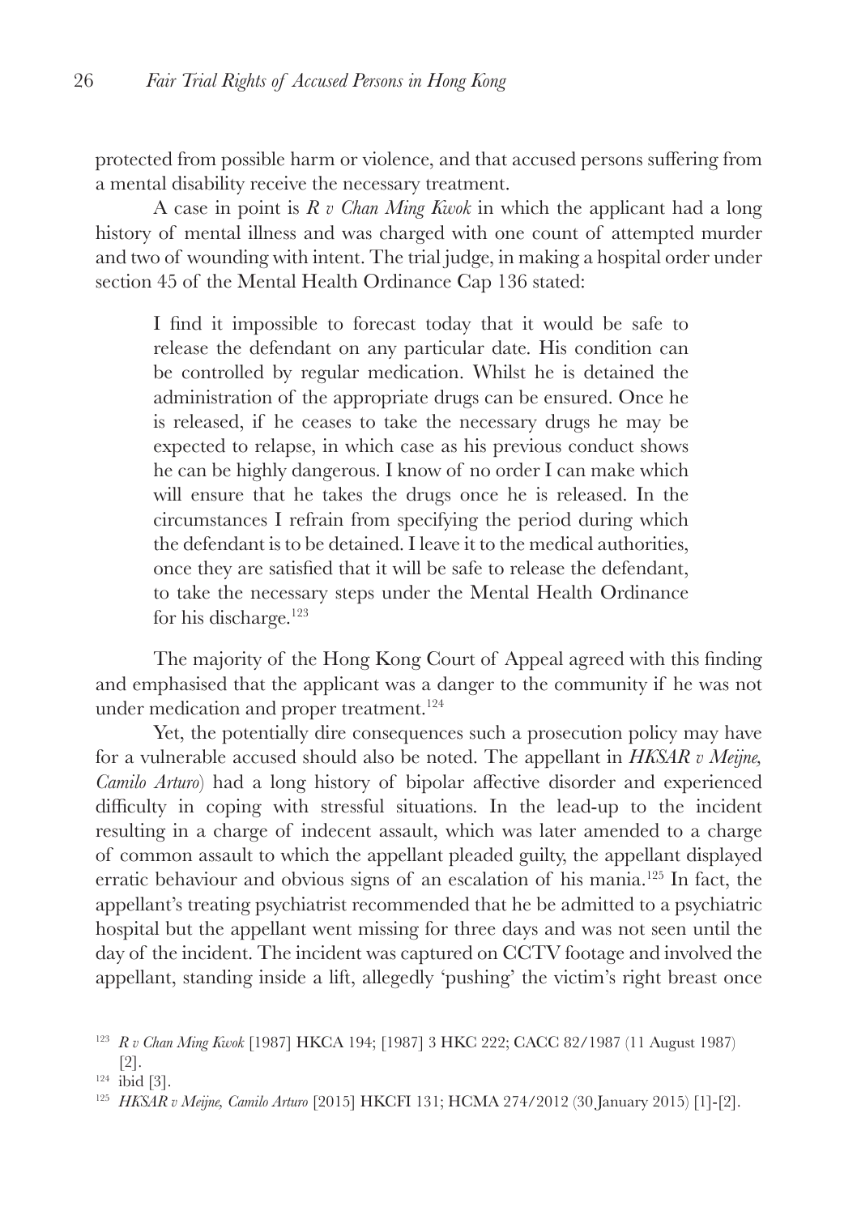protected from possible harm or violence, and that accused persons suffering from a mental disability receive the necessary treatment.

A case in point is *R v Chan Ming Kwok* in which the applicant had a long history of mental illness and was charged with one count of attempted murder and two of wounding with intent. The trial judge, in making a hospital order under section 45 of the Mental Health Ordinance Cap 136 stated:

> I find it impossible to forecast today that it would be safe to release the defendant on any particular date. His condition can be controlled by regular medication. Whilst he is detained the administration of the appropriate drugs can be ensured. Once he is released, if he ceases to take the necessary drugs he may be expected to relapse, in which case as his previous conduct shows he can be highly dangerous. I know of no order I can make which will ensure that he takes the drugs once he is released. In the circumstances I refrain from specifying the period during which the defendant is to be detained. I leave it to the medical authorities, once they are satisfied that it will be safe to release the defendant, to take the necessary steps under the Mental Health Ordinance for his discharge.[123]

The majority of the Hong Kong Court of Appeal agreed with this finding and emphasised that the applicant was a danger to the community if he was not under medication and proper treatment.[124]

Yet, the potentially dire consequences such a prosecution policy may have for a vulnerable accused should also be noted. The appellant in *HKSAR v Meijne, Camilo Arturo*) had a long history of bipolar affective disorder and experienced difficulty in coping with stressful situations. In the lead-up to the incident resulting in a charge of indecent assault, which was later amended to a charge of common assault to which the appellant pleaded guilty, the appellant displayed erratic behaviour and obvious signs of an escalation of his mania.[125] In fact, the appellant's treating psychiatrist recommended that he be admitted to a psychiatric hospital but the appellant went missing for three days and was not seen until the day of the incident. The incident was captured on CCTV footage and involved the appellant, standing inside a lift, allegedly 'pushing' the victim's right breast once

---

[123] *R v Chan Ming Kwok* [1987] HKCA 194; [1987] 3 HKC 222; CACC 82/1987 (11 August 1987) [2].

[124] ibid [3].

[125] *HKSAR v Meijne, Camilo Arturo* [2015] HKCFI 131; HCMA 274/2012 (30 January 2015) [1]-[2].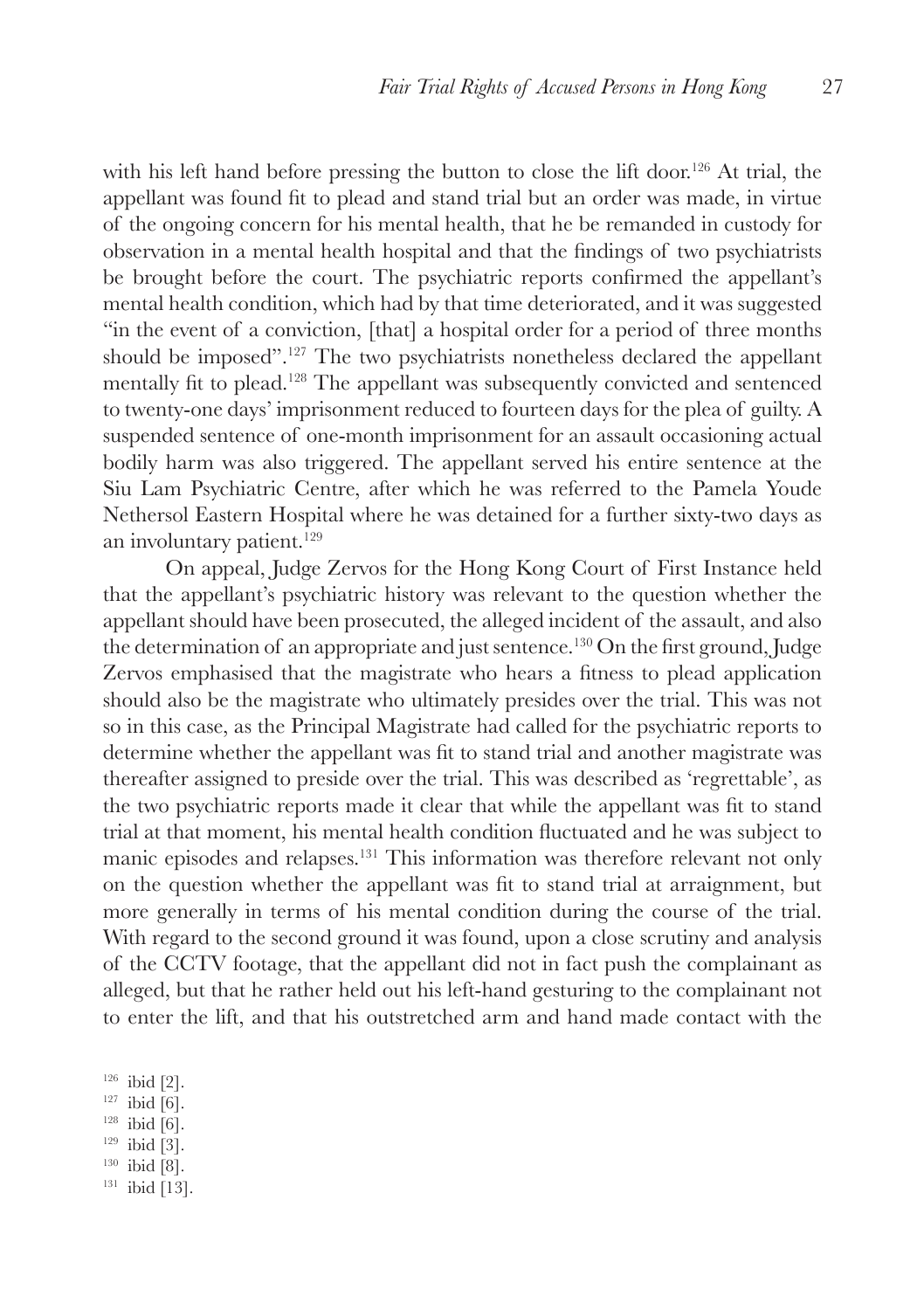with his left hand before pressing the button to close the lift door.[126] At trial, the appellant was found fit to plead and stand trial but an order was made, in virtue of the ongoing concern for his mental health, that he be remanded in custody for observation in a mental health hospital and that the findings of two psychiatrists be brought before the court. The psychiatric reports confirmed the appellant's mental health condition, which had by that time deteriorated, and it was suggested "in the event of a conviction, [that] a hospital order for a period of three months should be imposed".[127] The two psychiatrists nonetheless declared the appellant mentally fit to plead.[128] The appellant was subsequently convicted and sentenced to twenty-one days' imprisonment reduced to fourteen days for the plea of guilty. A suspended sentence of one-month imprisonment for an assault occasioning actual bodily harm was also triggered. The appellant served his entire sentence at the Siu Lam Psychiatric Centre, after which he was referred to the Pamela Youde Nethersol Eastern Hospital where he was detained for a further sixty-two days as an involuntary patient.[129]

On appeal, Judge Zervos for the Hong Kong Court of First Instance held that the appellant's psychiatric history was relevant to the question whether the appellant should have been prosecuted, the alleged incident of the assault, and also the determination of an appropriate and just sentence.[130] On the first ground, Judge Zervos emphasised that the magistrate who hears a fitness to plead application should also be the magistrate who ultimately presides over the trial. This was not so in this case, as the Principal Magistrate had called for the psychiatric reports to determine whether the appellant was fit to stand trial and another magistrate was thereafter assigned to preside over the trial. This was described as 'regrettable', as the two psychiatric reports made it clear that while the appellant was fit to stand trial at that moment, his mental health condition fluctuated and he was subject to manic episodes and relapses.[131] This information was therefore relevant not only on the question whether the appellant was fit to stand trial at arraignment, but more generally in terms of his mental condition during the course of the trial. With regard to the second ground it was found, upon a close scrutiny and analysis of the CCTV footage, that the appellant did not in fact push the complainant as alleged, but that he rather held out his left-hand gesturing to the complainant not to enter the lift, and that his outstretched arm and hand made contact with the

[126] ibid [2].
[127] ibid [6].
[128] ibid [6].
[129] ibid [3].
[130] ibid [8].
[131] ibid [13].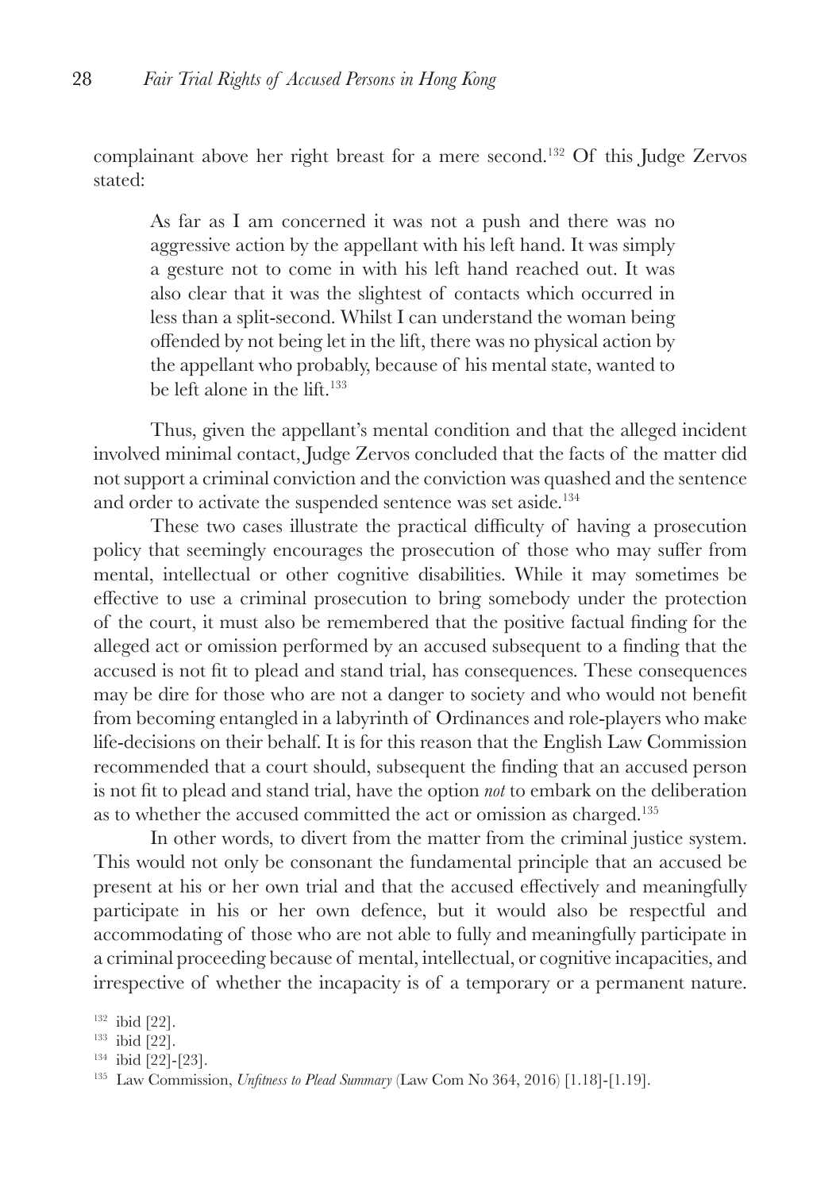complainant above her right breast for a mere second.[132] Of this Judge Zervos stated:

> As far as I am concerned it was not a push and there was no aggressive action by the appellant with his left hand. It was simply a gesture not to come in with his left hand reached out. It was also clear that it was the slightest of contacts which occurred in less than a split-second. Whilst I can understand the woman being offended by not being let in the lift, there was no physical action by the appellant who probably, because of his mental state, wanted to be left alone in the lift.[133]

Thus, given the appellant's mental condition and that the alleged incident involved minimal contact, Judge Zervos concluded that the facts of the matter did not support a criminal conviction and the conviction was quashed and the sentence and order to activate the suspended sentence was set aside.[134]

These two cases illustrate the practical difficulty of having a prosecution policy that seemingly encourages the prosecution of those who may suffer from mental, intellectual or other cognitive disabilities. While it may sometimes be effective to use a criminal prosecution to bring somebody under the protection of the court, it must also be remembered that the positive factual finding for the alleged act or omission performed by an accused subsequent to a finding that the accused is not fit to plead and stand trial, has consequences. These consequences may be dire for those who are not a danger to society and who would not benefit from becoming entangled in a labyrinth of Ordinances and role-players who make life-decisions on their behalf. It is for this reason that the English Law Commission recommended that a court should, subsequent the finding that an accused person is not fit to plead and stand trial, have the option *not* to embark on the deliberation as to whether the accused committed the act or omission as charged.[135]

In other words, to divert from the matter from the criminal justice system. This would not only be consonant the fundamental principle that an accused be present at his or her own trial and that the accused effectively and meaningfully participate in his or her own defence, but it would also be respectful and accommodating of those who are not able to fully and meaningfully participate in a criminal proceeding because of mental, intellectual, or cognitive incapacities, and irrespective of whether the incapacity is of a temporary or a permanent nature.

[132] ibid [22].

[133] ibid [22].

[134] ibid [22]-[23].

[135] Law Commission, *Unfitness to Plead Summary* (Law Com No 364, 2016) [1.18]-[1.19].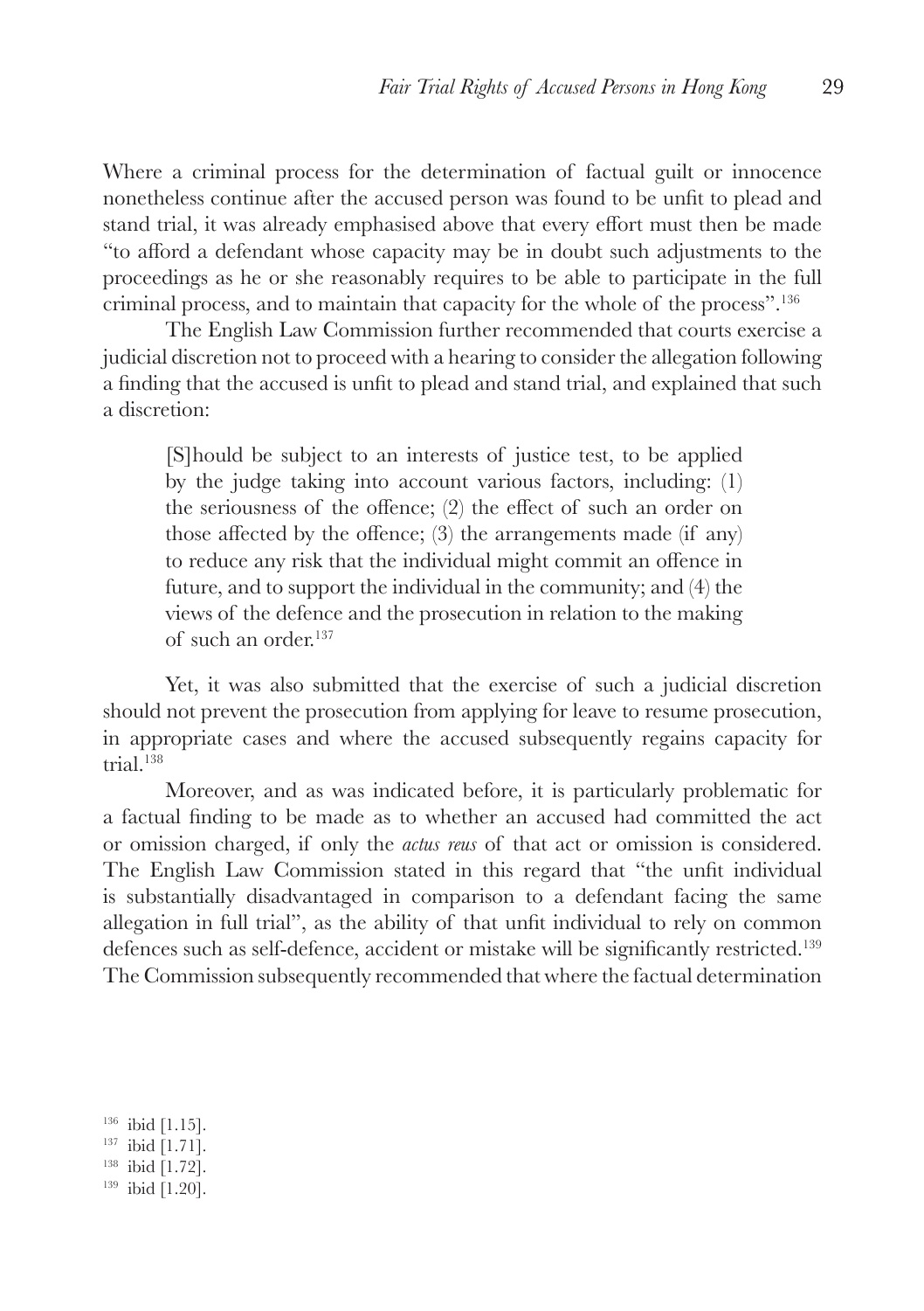Where a criminal process for the determination of factual guilt or innocence nonetheless continue after the accused person was found to be unfit to plead and stand trial, it was already emphasised above that every effort must then be made "to afford a defendant whose capacity may be in doubt such adjustments to the proceedings as he or she reasonably requires to be able to participate in the full criminal process, and to maintain that capacity for the whole of the process".[136]

The English Law Commission further recommended that courts exercise a judicial discretion not to proceed with a hearing to consider the allegation following a finding that the accused is unfit to plead and stand trial, and explained that such a discretion:

> [S]hould be subject to an interests of justice test, to be applied by the judge taking into account various factors, including: (1) the seriousness of the offence; (2) the effect of such an order on those affected by the offence; (3) the arrangements made (if any) to reduce any risk that the individual might commit an offence in future, and to support the individual in the community; and (4) the views of the defence and the prosecution in relation to the making of such an order.[137]

Yet, it was also submitted that the exercise of such a judicial discretion should not prevent the prosecution from applying for leave to resume prosecution, in appropriate cases and where the accused subsequently regains capacity for trial.[138]

Moreover, and as was indicated before, it is particularly problematic for a factual finding to be made as to whether an accused had committed the act or omission charged, if only the *actus reus* of that act or omission is considered. The English Law Commission stated in this regard that "the unfit individual is substantially disadvantaged in comparison to a defendant facing the same allegation in full trial", as the ability of that unfit individual to rely on common defences such as self-defence, accident or mistake will be significantly restricted.[139] The Commission subsequently recommended that where the factual determination

[136] ibid [1.15].

[137] ibid [1.71].

[138] ibid [1.72].

[139] ibid [1.20].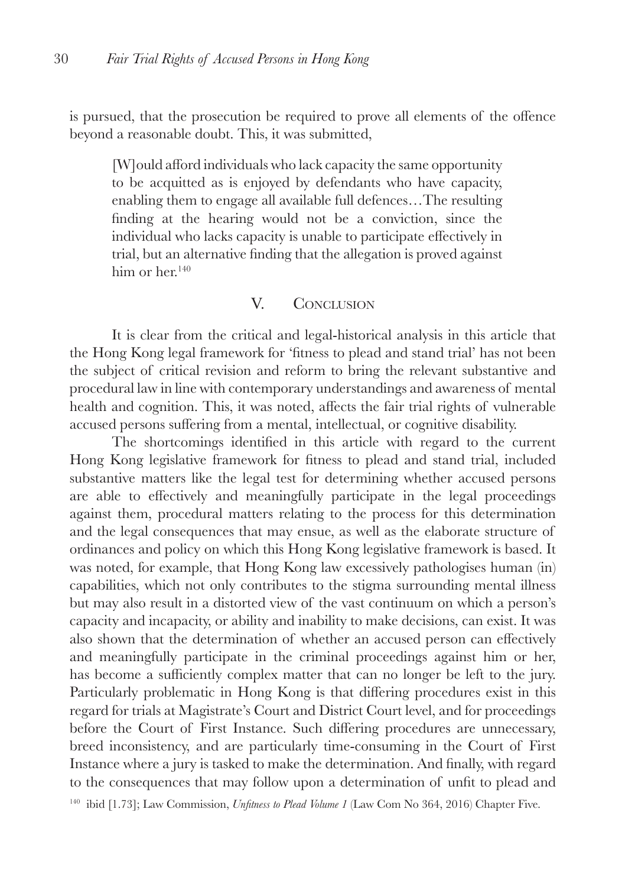is pursued, that the prosecution be required to prove all elements of the offence beyond a reasonable doubt. This, it was submitted,

> [W]ould afford individuals who lack capacity the same opportunity to be acquitted as is enjoyed by defendants who have capacity, enabling them to engage all available full defences…The resulting finding at the hearing would not be a conviction, since the individual who lacks capacity is unable to participate effectively in trial, but an alternative finding that the allegation is proved against him or her.[140]

## V. Conclusion

It is clear from the critical and legal-historical analysis in this article that the Hong Kong legal framework for 'fitness to plead and stand trial' has not been the subject of critical revision and reform to bring the relevant substantive and procedural law in line with contemporary understandings and awareness of mental health and cognition. This, it was noted, affects the fair trial rights of vulnerable accused persons suffering from a mental, intellectual, or cognitive disability.

The shortcomings identified in this article with regard to the current Hong Kong legislative framework for fitness to plead and stand trial, included substantive matters like the legal test for determining whether accused persons are able to effectively and meaningfully participate in the legal proceedings against them, procedural matters relating to the process for this determination and the legal consequences that may ensue, as well as the elaborate structure of ordinances and policy on which this Hong Kong legislative framework is based. It was noted, for example, that Hong Kong law excessively pathologises human (in) capabilities, which not only contributes to the stigma surrounding mental illness but may also result in a distorted view of the vast continuum on which a person's capacity and incapacity, or ability and inability to make decisions, can exist. It was also shown that the determination of whether an accused person can effectively and meaningfully participate in the criminal proceedings against him or her, has become a sufficiently complex matter that can no longer be left to the jury. Particularly problematic in Hong Kong is that differing procedures exist in this regard for trials at Magistrate's Court and District Court level, and for proceedings before the Court of First Instance. Such differing procedures are unnecessary, breed inconsistency, and are particularly time-consuming in the Court of First Instance where a jury is tasked to make the determination. And finally, with regard to the consequences that may follow upon a determination of unfit to plead and

[140] ibid [1.73]; Law Commission, *Unfitness to Plead Volume 1* (Law Com No 364, 2016) Chapter Five.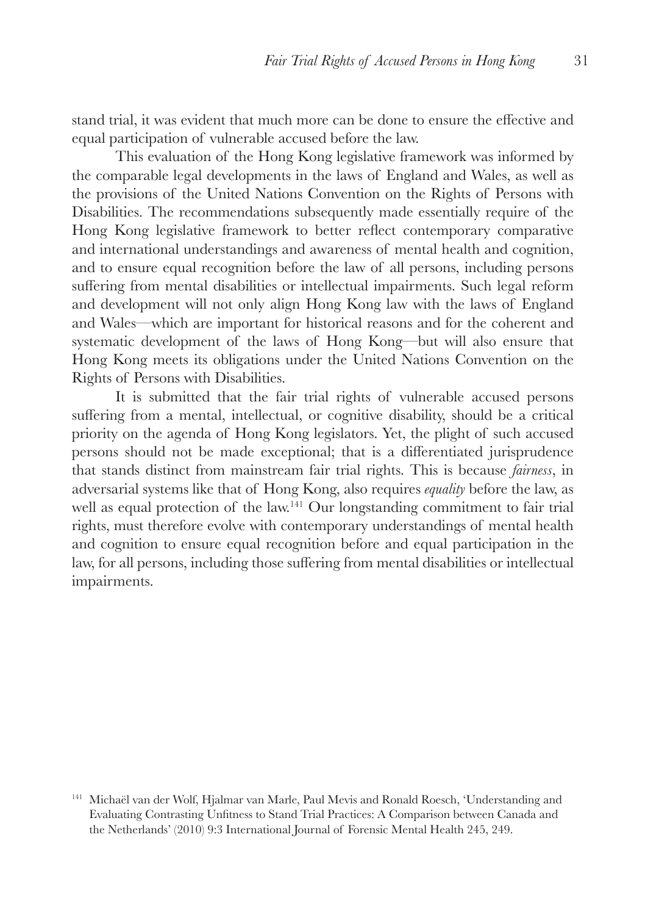stand trial, it was evident that much more can be done to ensure the effective and equal participation of vulnerable accused before the law.

This evaluation of the Hong Kong legislative framework was informed by the comparable legal developments in the laws of England and Wales, as well as the provisions of the United Nations Convention on the Rights of Persons with Disabilities. The recommendations subsequently made essentially require of the Hong Kong legislative framework to better reflect contemporary comparative and international understandings and awareness of mental health and cognition, and to ensure equal recognition before the law of all persons, including persons suffering from mental disabilities or intellectual impairments. Such legal reform and development will not only align Hong Kong law with the laws of England and Wales—which are important for historical reasons and for the coherent and systematic development of the laws of Hong Kong—but will also ensure that Hong Kong meets its obligations under the United Nations Convention on the Rights of Persons with Disabilities.

It is submitted that the fair trial rights of vulnerable accused persons suffering from a mental, intellectual, or cognitive disability, should be a critical priority on the agenda of Hong Kong legislators. Yet, the plight of such accused persons should not be made exceptional; that is a differentiated jurisprudence that stands distinct from mainstream fair trial rights. This is because *fairness*, in adversarial systems like that of Hong Kong, also requires *equality* before the law, as well as equal protection of the law.[141] Our longstanding commitment to fair trial rights, must therefore evolve with contemporary understandings of mental health and cognition to ensure equal recognition before and equal participation in the law, for all persons, including those suffering from mental disabilities or intellectual impairments.

[141] Michaël van der Wolf, Hjalmar van Marle, Paul Mevis and Ronald Roesch, 'Understanding and Evaluating Contrasting Unfitness to Stand Trial Practices: A Comparison between Canada and the Netherlands' (2010) 9:3 International Journal of Forensic Mental Health 245, 249.